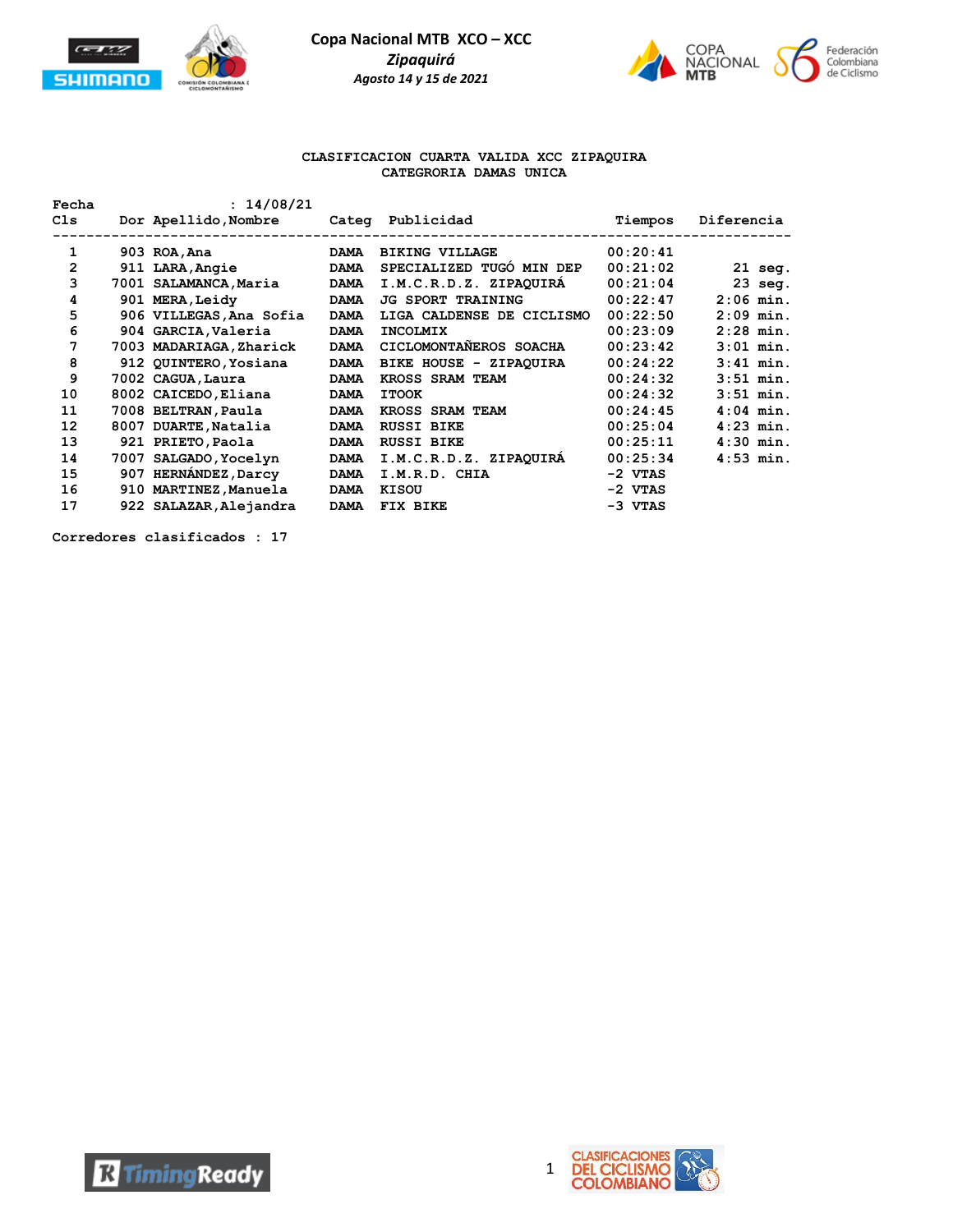# Copa Nacional MTB XCO – XCC

*Zipaquirá*

*Agosto 14 y 15 de 2021*

**CLASIFICACION CUARTA VALIDA XCC ZIPAQUIRA**

**CATEGRORIA DAMAS UNICA**

**Fecha : 14/08/21**

| Cls | Dor | Apellido,Nombre | Categ | Publicidad | Tiempos | Diferencia |
|---|---|---|---|---|---|---|
| 1 | 903 | ROA,Ana | DAMA | BIKING VILLAGE | 00:20:41 | |
| 2 | 911 | LARA,Angie | DAMA | SPECIALIZED TUGÓ MIN DEP | 00:21:02 | 21 seg. |
| 3 | 7001 | SALAMANCA,Maria | DAMA | I.M.C.R.D.Z. ZIPAQUIRÁ | 00:21:04 | 23 seg. |
| 4 | 901 | MERA,Leidy | DAMA | JG SPORT TRAINING | 00:22:47 | 2:06 min. |
| 5 | 906 | VILLEGAS,Ana Sofia | DAMA | LIGA CALDENSE DE CICLISMO | 00:22:50 | 2:09 min. |
| 6 | 904 | GARCIA,Valeria | DAMA | INCOLMIX | 00:23:09 | 2:28 min. |
| 7 | 7003 | MADARIAGA,Zharick | DAMA | CICLOMONTAÑEROS SOACHA | 00:23:42 | 3:01 min. |
| 8 | 912 | QUINTERO,Yosiana | DAMA | BIKE HOUSE - ZIPAQUIRA | 00:24:22 | 3:41 min. |
| 9 | 7002 | CAGUA,Laura | DAMA | KROSS SRAM TEAM | 00:24:32 | 3:51 min. |
| 10 | 8002 | CAICEDO,Eliana | DAMA | ITOOK | 00:24:32 | 3:51 min. |
| 11 | 7008 | BELTRAN,Paula | DAMA | KROSS SRAM TEAM | 00:24:45 | 4:04 min. |
| 12 | 8007 | DUARTE,Natalia | DAMA | RUSSI BIKE | 00:25:04 | 4:23 min. |
| 13 | 921 | PRIETO,Paola | DAMA | RUSSI BIKE | 00:25:11 | 4:30 min. |
| 14 | 7007 | SALGADO,Yocelyn | DAMA | I.M.C.R.D.Z. ZIPAQUIRÁ | 00:25:34 | 4:53 min. |
| 15 | 907 | HERNÁNDEZ,Darcy | DAMA | I.M.R.D. CHIA | -2 VTAS | |
| 16 | 910 | MARTINEZ,Manuela | DAMA | KISOU | -2 VTAS | |
| 17 | 922 | SALAZAR,Alejandra | DAMA | FIX BIKE | -3 VTAS | |

**Corredores clasificados : 17**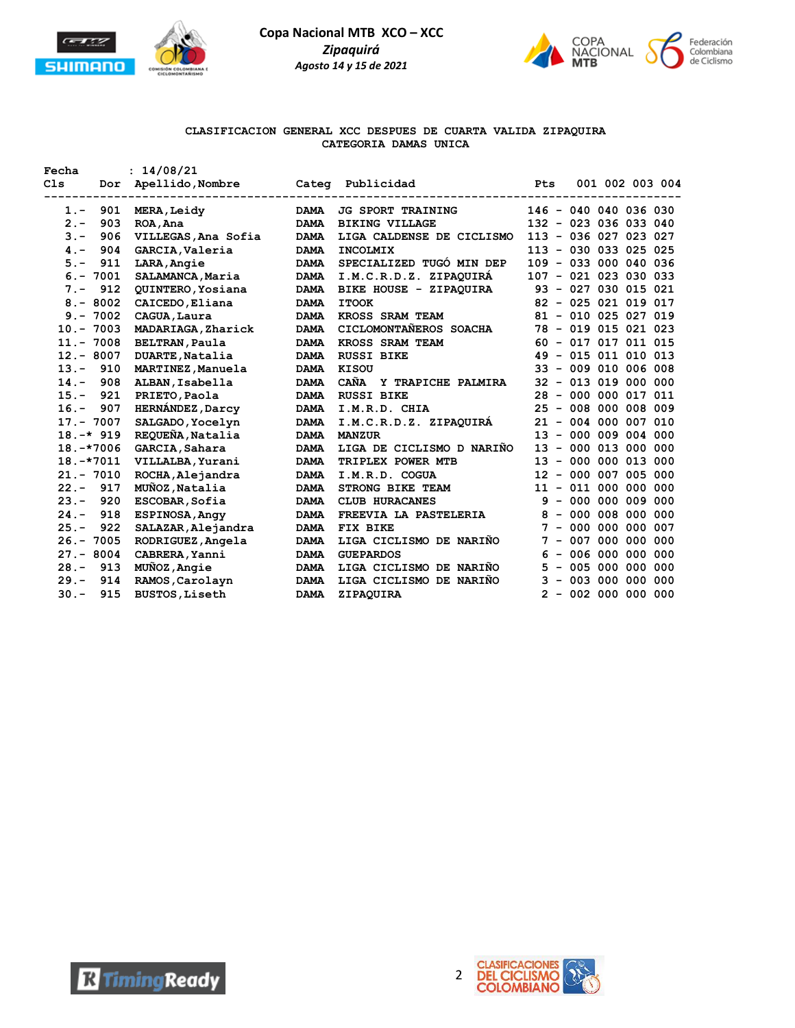# Copa Nacional MTB XCO – XCC

*Zipaquirá*

*Agosto 14 y 15 de 2021*

## CLASIFICACION GENERAL XCC DESPUES DE CUARTA VALIDA ZIPAQUIRA

### CATEGORIA DAMAS UNICA

Fecha : 14/08/21

| Cls | Dor | Apellido,Nombre | Categ | Publicidad | Pts | 001 | 002 | 003 | 004 |
|---|---|---|---|---|---|---|---|---|---|
| 1.- | 901 | MERA,Leidy | DAMA | JG SPORT TRAINING | 146 - | 040 | 040 | 036 | 030 |
| 2.- | 903 | ROA,Ana | DAMA | BIKING VILLAGE | 132 - | 023 | 036 | 033 | 040 |
| 3.- | 906 | VILLEGAS,Ana Sofia | DAMA | LIGA CALDENSE DE CICLISMO | 113 - | 036 | 027 | 023 | 027 |
| 4.- | 904 | GARCIA,Valeria | DAMA | INCOLMIX | 113 - | 030 | 033 | 025 | 025 |
| 5.- | 911 | LARA,Angie | DAMA | SPECIALIZED TUGÓ MIN DEP | 109 - | 033 | 000 | 040 | 036 |
| 6.- | 7001 | SALAMANCA,Maria | DAMA | I.M.C.R.D.Z. ZIPAQUIRÁ | 107 - | 021 | 023 | 030 | 033 |
| 7.- | 912 | QUINTERO,Yosiana | DAMA | BIKE HOUSE - ZIPAQUIRA | 93 - | 027 | 030 | 015 | 021 |
| 8.- | 8002 | CAICEDO,Eliana | DAMA | ITOOK | 82 - | 025 | 021 | 019 | 017 |
| 9.- | 7002 | CAGUA,Laura | DAMA | KROSS SRAM TEAM | 81 - | 010 | 025 | 027 | 019 |
| 10.- | 7003 | MADARIAGA,Zharick | DAMA | CICLOMONTAÑEROS SOACHA | 78 - | 019 | 015 | 021 | 023 |
| 11.- | 7008 | BELTRAN,Paula | DAMA | KROSS SRAM TEAM | 60 - | 017 | 017 | 011 | 015 |
| 12.- | 8007 | DUARTE,Natalia | DAMA | RUSSI BIKE | 49 - | 015 | 011 | 010 | 013 |
| 13.- | 910 | MARTINEZ,Manuela | DAMA | KISOU | 33 - | 009 | 010 | 006 | 008 |
| 14.- | 908 | ALBAN,Isabella | DAMA | CAÑA Y TRAPICHE PALMIRA | 32 - | 013 | 019 | 000 | 000 |
| 15.- | 921 | PRIETO,Paola | DAMA | RUSSI BIKE | 28 - | 000 | 000 | 017 | 011 |
| 16.- | 907 | HERNÁNDEZ,Darcy | DAMA | I.M.R.D. CHIA | 25 - | 008 | 000 | 008 | 009 |
| 17.- | 7007 | SALGADO,Yocelyn | DAMA | I.M.C.R.D.Z. ZIPAQUIRÁ | 21 - | 004 | 000 | 007 | 010 |
| 18.-* | 919 | REQUEÑA,Natalia | DAMA | MANZUR | 13 - | 000 | 009 | 004 | 000 |
| 18.-* | 7006 | GARCIA,Sahara | DAMA | LIGA DE CICLISMO D NARIÑO | 13 - | 000 | 013 | 000 | 000 |
| 18.-* | 7011 | VILLALBA,Yurani | DAMA | TRIPLEX POWER MTB | 13 - | 000 | 000 | 013 | 000 |
| 21.- | 7010 | ROCHA,Alejandra | DAMA | I.M.R.D. COGUA | 12 - | 000 | 007 | 005 | 000 |
| 22.- | 917 | MUÑOZ,Natalia | DAMA | STRONG BIKE TEAM | 11 - | 011 | 000 | 000 | 000 |
| 23.- | 920 | ESCOBAR,Sofia | DAMA | CLUB HURACANES | 9 - | 000 | 000 | 009 | 000 |
| 24.- | 918 | ESPINOSA,Angy | DAMA | FREEVIA LA PASTELERIA | 8 - | 000 | 008 | 000 | 000 |
| 25.- | 922 | SALAZAR,Alejandra | DAMA | FIX BIKE | 7 - | 000 | 000 | 000 | 007 |
| 26.- | 7005 | RODRIGUEZ,Angela | DAMA | LIGA CICLISMO DE NARIÑO | 7 - | 007 | 000 | 000 | 000 |
| 27.- | 8004 | CABRERA,Yanni | DAMA | GUEPARDOS | 6 - | 006 | 000 | 000 | 000 |
| 28.- | 913 | MUÑOZ,Angie | DAMA | LIGA CICLISMO DE NARIÑO | 5 - | 005 | 000 | 000 | 000 |
| 29.- | 914 | RAMOS,Carolayn | DAMA | LIGA CICLISMO DE NARIÑO | 3 - | 003 | 000 | 000 | 000 |
| 30.- | 915 | BUSTOS,Liseth | DAMA | ZIPAQUIRA | 2 - | 002 | 000 | 000 | 000 |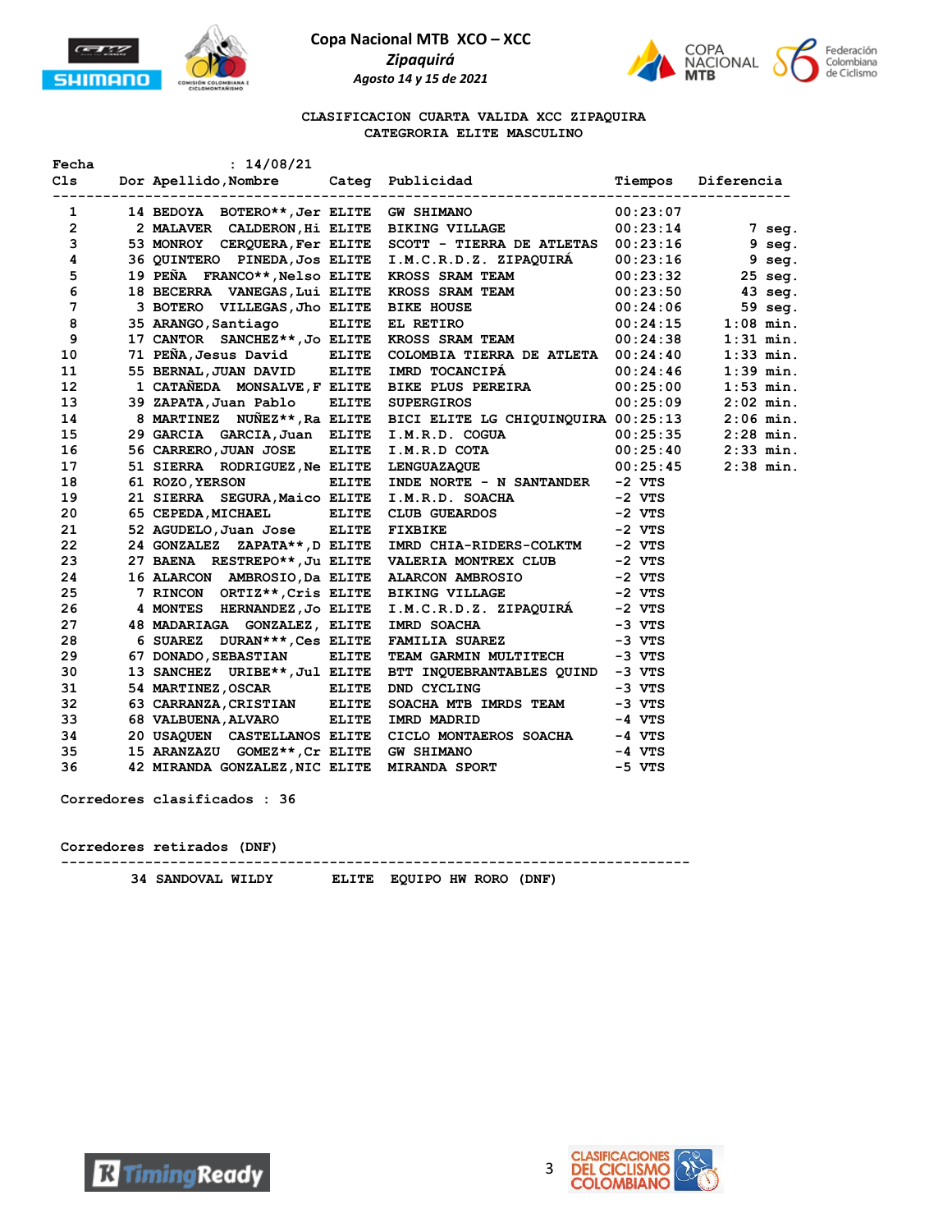**Copa Nacional MTB XCO – XCC**

***Zipaquirá***

***Agosto 14 y 15 de 2021***

**CLASIFICACION CUARTA VALIDA XCC ZIPAQUIRA**
**CATEGORIA ELITE MASCULINO**

Fecha : 14/08/21

| Cls | Dor | Apellido,Nombre | Categ | Publicidad | Tiempos | Diferencia |
|---|---|---|---|---|---|---|
| 1 | 14 | BEDOYA BOTERO**,Jer | ELITE | GW SHIMANO | 00:23:07 | |
| 2 | 2 | MALAVER CALDERON,Hi | ELITE | BIKING VILLAGE | 00:23:14 | 7 seg. |
| 3 | 53 | MONROY CERQUERA,Fer | ELITE | SCOTT - TIERRA DE ATLETAS | 00:23:16 | 9 seg. |
| 4 | 36 | QUINTERO PINEDA,Jos | ELITE | I.M.C.R.D.Z. ZIPAQUIRÁ | 00:23:16 | 9 seg. |
| 5 | 19 | PEÑA FRANCO**,Nelso | ELITE | KROSS SRAM TEAM | 00:23:32 | 25 seg. |
| 6 | 18 | BECERRA VANEGAS,Lui | ELITE | KROSS SRAM TEAM | 00:23:50 | 43 seg. |
| 7 | 3 | BOTERO VILLEGAS,Jho | ELITE | BIKE HOUSE | 00:24:06 | 59 seg. |
| 8 | 35 | ARANGO,Santiago | ELITE | EL RETIRO | 00:24:15 | 1:08 min. |
| 9 | 17 | CANTOR SANCHEZ**,Jo | ELITE | KROSS SRAM TEAM | 00:24:38 | 1:31 min. |
| 10 | 71 | PEÑA,Jesus David | ELITE | COLOMBIA TIERRA DE ATLETA | 00:24:40 | 1:33 min. |
| 11 | 55 | BERNAL,JUAN DAVID | ELITE | IMRD TOCANCIPÁ | 00:24:46 | 1:39 min. |
| 12 | 1 | CATAÑEDA MONSALVE,F | ELITE | BIKE PLUS PEREIRA | 00:25:00 | 1:53 min. |
| 13 | 39 | ZAPATA,Juan Pablo | ELITE | SUPERGIROS | 00:25:09 | 2:02 min. |
| 14 | 8 | MARTINEZ NUÑEZ**,Ra | ELITE | BICI ELITE LG CHIQUINQUIRA | 00:25:13 | 2:06 min. |
| 15 | 29 | GARCIA GARCIA,Juan | ELITE | I.M.R.D. COGUA | 00:25:35 | 2:28 min. |
| 16 | 56 | CARRERO,JUAN JOSE | ELITE | I.M.R.D COTA | 00:25:40 | 2:33 min. |
| 17 | 51 | SIERRA RODRIGUEZ,Ne | ELITE | LENGUAZAQUE | 00:25:45 | 2:38 min. |
| 18 | 61 | ROZO,YERSON | ELITE | INDE NORTE - N SANTANDER | -2 VTS | |
| 19 | 21 | SIERRA SEGURA,Maico | ELITE | I.M.R.D. SOACHA | -2 VTS | |
| 20 | 65 | CEPEDA,MICHAEL | ELITE | CLUB GUERDOS | -2 VTS | |
| 21 | 52 | AGUDELO,Juan Jose | ELITE | FIXBIKE | -2 VTS | |
| 22 | 24 | GONZALEZ ZAPATA**,D | ELITE | IMRD CHIA-RIDERS-COLKTM | -2 VTS | |
| 23 | 27 | BAENA RESTREPO**,Ju | ELITE | VALERIA MONTREX CLUB | -2 VTS | |
| 24 | 16 | ALARCON AMBROSIO,Da | ELITE | ALARCON AMBROSIO | -2 VTS | |
| 25 | 7 | RINCON ORTIZ**,Cris | ELITE | BIKING VILLAGE | -2 VTS | |
| 26 | 4 | MONTES HERNANDEZ,Jo | ELITE | I.M.C.R.D.Z. ZIPAQUIRÁ | -2 VTS | |
| 27 | 48 | MADARIAGA GONZALEZ, | ELITE | IMRD SOACHA | -3 VTS | |
| 28 | 6 | SUAREZ DURAN***,Ces | ELITE | FAMILIA SUAREZ | -3 VTS | |
| 29 | 67 | DONADO,SEBASTIAN | ELITE | TEAM GARMIN MULTITECH | -3 VTS | |
| 30 | 13 | SANCHEZ URIBE**,Jul | ELITE | BTT INQUEBRANTABLES QUIND | -3 VTS | |
| 31 | 54 | MARTINEZ,OSCAR | ELITE | DND CYCLING | -3 VTS | |
| 32 | 63 | CARRANZA,CRISTIAN | ELITE | SOACHA MTB IMRDS TEAM | -3 VTS | |
| 33 | 68 | VALBUENA,ALVARO | ELITE | IMRD MADRID | -4 VTS | |
| 34 | 20 | USAQUEN CASTELLANOS | ELITE | CICLO MONTAEROS SOACHA | -4 VTS | |
| 35 | 15 | ARANZAZU GOMEZ**,Cr | ELITE | GW SHIMANO | -4 VTS | |
| 36 | 42 | MIRANDA GONZALEZ,NIC | ELITE | MIRANDA SPORT | -5 VTS | |

Corredores clasificados : 36

Corredores retirados (DNF)

| Dor | Nombre | Categ | Publicidad |
|---|---|---|---|
| 34 | SANDOVAL WILDY | ELITE | EQUIPO HW RORO (DNF) |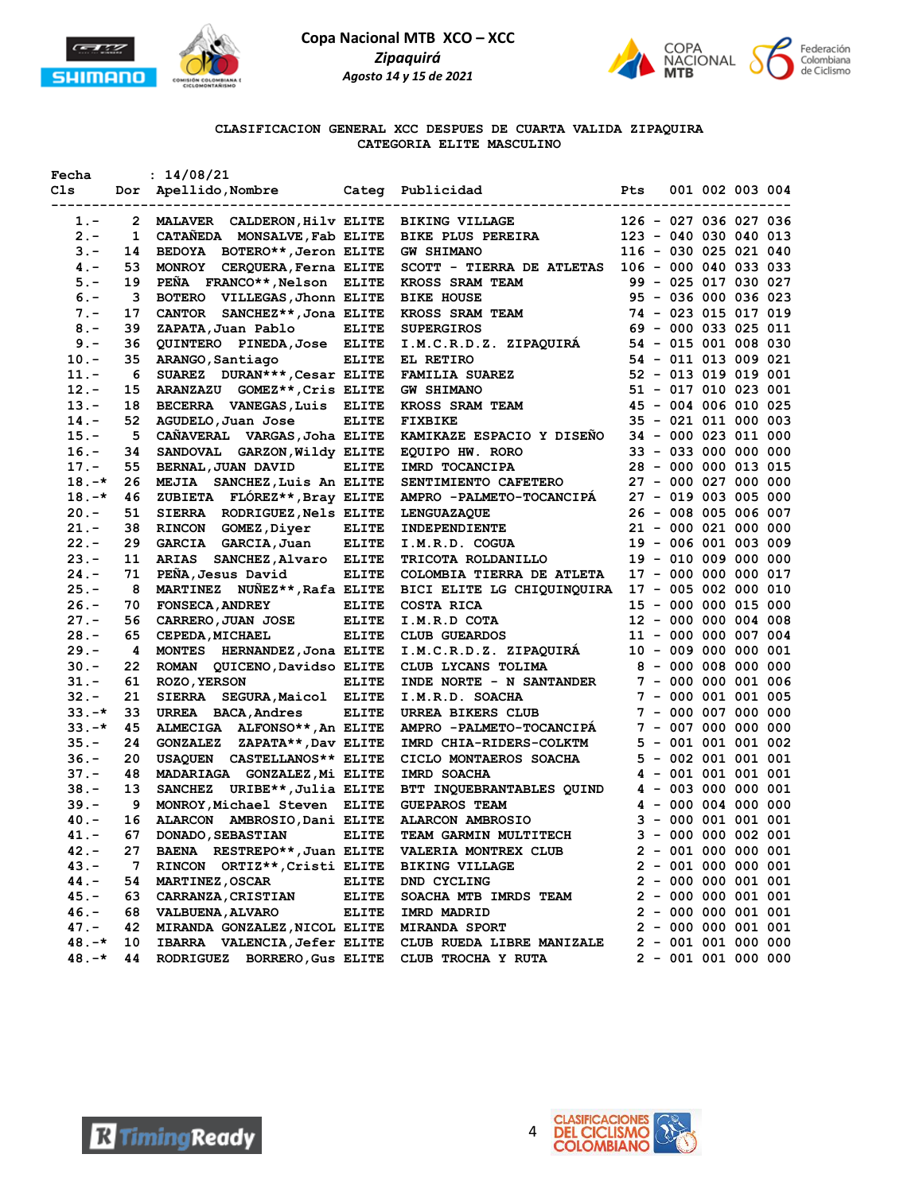**Copa Nacional MTB XCO – XCC**
*Zipaquirá*
*Agosto 14 y 15 de 2021*

## CLASIFICACION GENERAL XCC DESPUES DE CUARTA VALIDA ZIPAQUIRA
## CATEGORIA ELITE MASCULINO

Fecha : 14/08/21

| Cls | Dor | Apellido,Nombre | Categ | Publicidad | Pts | | 001 | 002 | 003 | 004 |
|---|---|---|---|---|---|---|---|---|---|---|
| 1.- | 2 | MALAVER CALDERON,Hilv | ELITE | BIKING VILLAGE | 126 | - | 027 | 036 | 027 | 036 |
| 2.- | 1 | CATAÑEDA MONSALVE,Fab | ELITE | BIKE PLUS PEREIRA | 123 | - | 040 | 030 | 040 | 013 |
| 3.- | 14 | BEDOYA BOTERO**,Jeron | ELITE | GW SHIMANO | 116 | - | 030 | 025 | 021 | 040 |
| 4.- | 53 | MONROY CERQUERA,Ferna | ELITE | SCOTT - TIERRA DE ATLETAS | 106 | - | 000 | 040 | 033 | 033 |
| 5.- | 19 | PEÑA FRANCO**,Nelson | ELITE | KROSS SRAM TEAM | 99 | - | 025 | 017 | 030 | 027 |
| 6.- | 3 | BOTERO VILLEGAS,Jhonn | ELITE | BIKE HOUSE | 95 | - | 036 | 000 | 036 | 023 |
| 7.- | 17 | CANTOR SANCHEZ**,Jona | ELITE | KROSS SRAM TEAM | 74 | - | 023 | 015 | 017 | 019 |
| 8.- | 39 | ZAPATA,Juan Pablo | ELITE | SUPERGIROS | 69 | - | 000 | 033 | 025 | 011 |
| 9.- | 36 | QUINTERO PINEDA,Jose | ELITE | I.M.C.R.D.Z. ZIPAQUIRÁ | 54 | - | 015 | 001 | 008 | 030 |
| 10.- | 35 | ARANGO,Santiago | ELITE | EL RETIRO | 54 | - | 011 | 013 | 009 | 021 |
| 11.- | 6 | SUAREZ DURAN***,Cesar | ELITE | FAMILIA SUAREZ | 52 | - | 013 | 019 | 019 | 001 |
| 12.- | 15 | ARANZAZU GOMEZ**,Cris | ELITE | GW SHIMANO | 51 | - | 017 | 010 | 023 | 001 |
| 13.- | 18 | BECERRA VANEGAS,Luis | ELITE | KROSS SRAM TEAM | 45 | - | 004 | 006 | 010 | 025 |
| 14.- | 52 | AGUDELO,Juan Jose | ELITE | FIXBIKE | 35 | - | 021 | 011 | 000 | 003 |
| 15.- | 5 | CAÑAVERAL VARGAS,Joha | ELITE | KAMIKAZE ESPACIO Y DISEÑO | 34 | - | 000 | 023 | 011 | 000 |
| 16.- | 34 | SANDOVAL GARZON,Wildy | ELITE | EQUIPO HW. RORO | 33 | - | 033 | 000 | 000 | 000 |
| 17.- | 55 | BERNAL,JUAN DAVID | ELITE | IMRD TOCANCIPA | 28 | - | 000 | 000 | 013 | 015 |
| 18.-* | 26 | MEJIA SANCHEZ,Luis An | ELITE | SENTIMIENTO CAFETERO | 27 | - | 000 | 027 | 000 | 000 |
| 18.-* | 46 | ZUBIETA FLÓREZ**,Bray | ELITE | AMPRO -PALMETO-TOCANCIPÁ | 27 | - | 019 | 003 | 005 | 000 |
| 20.- | 51 | SIERRA RODRIGUEZ,Nels | ELITE | LENGUAZAQUE | 26 | - | 008 | 005 | 006 | 007 |
| 21.- | 38 | RINCON GOMEZ,Diyer | ELITE | INDEPENDIENTE | 21 | - | 000 | 021 | 000 | 000 |
| 22.- | 29 | GARCIA GARCIA,Juan | ELITE | I.M.R.D. COGUA | 19 | - | 006 | 001 | 003 | 009 |
| 23.- | 11 | ARIAS SANCHEZ,Alvaro | ELITE | TRICOTA ROLDANILLO | 19 | - | 010 | 009 | 000 | 000 |
| 24.- | 71 | PEÑA,Jesus David | ELITE | COLOMBIA TIERRA DE ATLETA | 17 | - | 000 | 000 | 000 | 017 |
| 25.- | 8 | MARTINEZ NUÑEZ**,Rafa | ELITE | BICI ELITE LG CHIQUINQUIRA | 17 | - | 005 | 002 | 000 | 010 |
| 26.- | 70 | FONSECA,ANDREY | ELITE | COSTA RICA | 15 | - | 000 | 000 | 015 | 000 |
| 27.- | 56 | CARRERO,JUAN JOSE | ELITE | I.M.R.D COTA | 12 | - | 000 | 000 | 004 | 008 |
| 28.- | 65 | CEPEDA,MICHAEL | ELITE | CLUB GUEARDOS | 11 | - | 000 | 000 | 007 | 004 |
| 29.- | 4 | MONTES HERNANDEZ,Jona | ELITE | I.M.C.R.D.Z. ZIPAQUIRÁ | 10 | - | 009 | 000 | 000 | 001 |
| 30.- | 22 | ROMAN QUICENO,Davidso | ELITE | CLUB LYCANS TOLIMA | 8 | - | 000 | 008 | 000 | 000 |
| 31.- | 61 | ROZO,YERSON | ELITE | INDE NORTE - N SANTANDER | 7 | - | 000 | 000 | 001 | 006 |
| 32.- | 21 | SIERRA SEGURA,Maicol | ELITE | I.M.R.D. SOACHA | 7 | - | 000 | 001 | 001 | 005 |
| 33.-* | 33 | URREA BACA,Andres | ELITE | URREA BIKERS CLUB | 7 | - | 000 | 007 | 000 | 000 |
| 33.-* | 45 | ALMECIGA ALFONSO**,An | ELITE | AMPRO -PALMETO-TOCANCIPÁ | 7 | - | 007 | 000 | 000 | 000 |
| 35.- | 24 | GONZALEZ ZAPATA**,Dav | ELITE | IMRD CHIA-RIDERS-COLKTM | 5 | - | 001 | 001 | 001 | 002 |
| 36.- | 20 | USAQUEN CASTELLANOS** | ELITE | CICLO MONTAEROS SOACHA | 5 | - | 002 | 001 | 001 | 001 |
| 37.- | 48 | MADARIAGA GONZALEZ,Mi | ELITE | IMRD SOACHA | 4 | - | 001 | 001 | 001 | 001 |
| 38.- | 13 | SANCHEZ URIBE**,Julia | ELITE | BTT INQUEBRANTABLES QUIND | 4 | - | 003 | 000 | 000 | 001 |
| 39.- | 9 | MONROY,Michael Steven | ELITE | GUEPAROS TEAM | 4 | - | 000 | 004 | 000 | 000 |
| 40.- | 16 | ALARCON AMBROSIO,Dani | ELITE | ALARCON AMBROSIO | 3 | - | 000 | 001 | 001 | 001 |
| 41.- | 67 | DONADO,SEBASTIAN | ELITE | TEAM GARMIN MULTITECH | 3 | - | 000 | 000 | 002 | 001 |
| 42.- | 27 | BAENA RESTREPO**,Juan | ELITE | VALERIA MONTREX CLUB | 2 | - | 001 | 000 | 000 | 001 |
| 43.- | 7 | RINCON ORTIZ**,Cristi | ELITE | BIKING VILLAGE | 2 | - | 001 | 000 | 000 | 001 |
| 44.- | 54 | MARTINEZ,OSCAR | ELITE | DND CYCLING | 2 | - | 000 | 000 | 001 | 001 |
| 45.- | 63 | CARRANZA,CRISTIAN | ELITE | SOACHA MTB IMRDS TEAM | 2 | - | 000 | 000 | 001 | 001 |
| 46.- | 68 | VALBUENA,ALVARO | ELITE | IMRD MADRID | 2 | - | 000 | 000 | 001 | 001 |
| 47.- | 42 | MIRANDA GONZALEZ,NICOL | ELITE | MIRANDA SPORT | 2 | - | 000 | 000 | 001 | 001 |
| 48.-* | 10 | IBARRA VALENCIA,Jefer | ELITE | CLUB RUEDA LIBRE MANIZALE | 2 | - | 001 | 001 | 000 | 000 |
| 48.-* | 44 | RODRIGUEZ BORRERO,Gus | ELITE | CLUB TROCHA Y RUTA | 2 | - | 001 | 001 | 000 | 000 |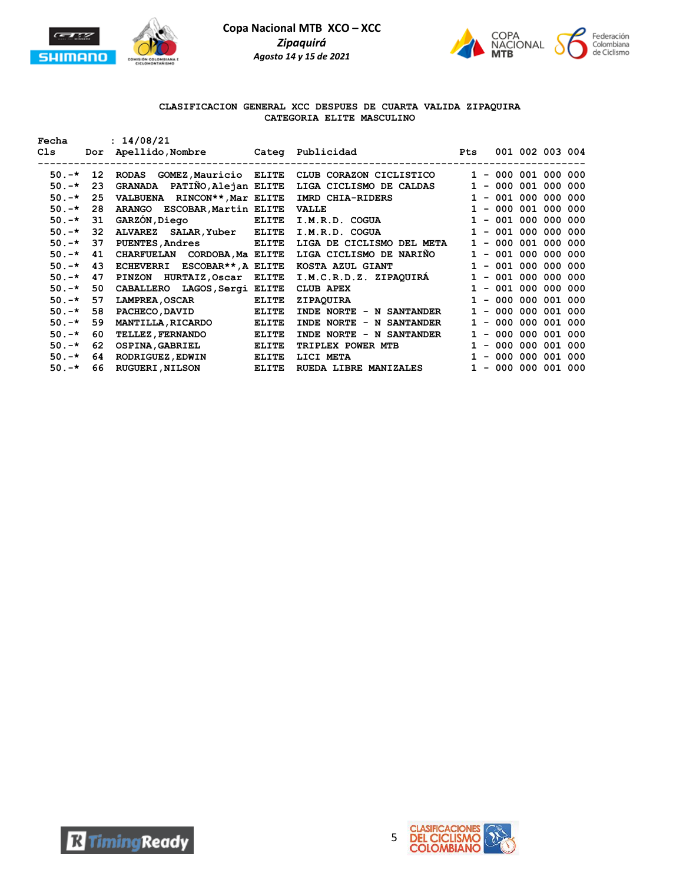Copa Nacional MTB XCO – XCC

*Zipaquirá*

*Agosto 14 y 15 de 2021*

**CLASIFICACION GENERAL XCC DESPUES DE CUARTA VALIDA ZIPAQUIRA**
**CATEGORIA ELITE MASCULINO**

Fecha : 14/08/21

| Cls | Dor | Apellido,Nombre | Categ | Publicidad | Pts | | 001 | 002 | 003 | 004 |
|---|---|---|---|---|---|---|---|---|---|---|
| 50.-* | 12 | RODAS GOMEZ,Mauricio | ELITE | CLUB CORAZON CICLISTICO | 1 | - | 000 | 001 | 000 | 000 |
| 50.-* | 23 | GRANADA PATIÑO,Alejan | ELITE | LIGA CICLISMO DE CALDAS | 1 | - | 000 | 001 | 000 | 000 |
| 50.-* | 25 | VALBUENA RINCON**,Mar | ELITE | IMRD CHIA-RIDERS | 1 | - | 001 | 000 | 000 | 000 |
| 50.-* | 28 | ARANGO ESCOBAR,Martin | ELITE | VALLE | 1 | - | 000 | 001 | 000 | 000 |
| 50.-* | 31 | GARZÓN,Diego | ELITE | I.M.R.D. COGUA | 1 | - | 001 | 000 | 000 | 000 |
| 50.-* | 32 | ALVAREZ SALAR,Yuber | ELITE | I.M.R.D. COGUA | 1 | - | 001 | 000 | 000 | 000 |
| 50.-* | 37 | PUENTES,Andres | ELITE | LIGA DE CICLISMO DEL META | 1 | - | 000 | 001 | 000 | 000 |
| 50.-* | 41 | CHARFUELAN CORDOBA,Ma | ELITE | LIGA CICLISMO DE NARIÑO | 1 | - | 001 | 000 | 000 | 000 |
| 50.-* | 43 | ECHEVERRI ESCOBAR**,A | ELITE | KOSTA AZUL GIANT | 1 | - | 001 | 000 | 000 | 000 |
| 50.-* | 47 | PINZON HURTAIZ,Oscar | ELITE | I.M.C.R.D.Z. ZIPAQUIRÁ | 1 | - | 001 | 000 | 000 | 000 |
| 50.-* | 50 | CABALLERO LAGOS,Sergi | ELITE | CLUB APEX | 1 | - | 001 | 000 | 000 | 000 |
| 50.-* | 57 | LAMPREA,OSCAR | ELITE | ZIPAQUIRA | 1 | - | 000 | 000 | 001 | 000 |
| 50.-* | 58 | PACHECO,DAVID | ELITE | INDE NORTE - N SANTANDER | 1 | - | 000 | 000 | 001 | 000 |
| 50.-* | 59 | MANTILLA,RICARDO | ELITE | INDE NORTE - N SANTANDER | 1 | - | 000 | 000 | 001 | 000 |
| 50.-* | 60 | TELLEZ,FERNANDO | ELITE | INDE NORTE - N SANTANDER | 1 | - | 000 | 000 | 001 | 000 |
| 50.-* | 62 | OSPINA,GABRIEL | ELITE | TRIPLEX POWER MTB | 1 | - | 000 | 000 | 001 | 000 |
| 50.-* | 64 | RODRIGUEZ,EDWIN | ELITE | LICI META | 1 | - | 000 | 000 | 001 | 000 |
| 50.-* | 66 | RUGUERI,NILSON | ELITE | RUEDA LIBRE MANIZALES | 1 | - | 000 | 000 | 001 | 000 |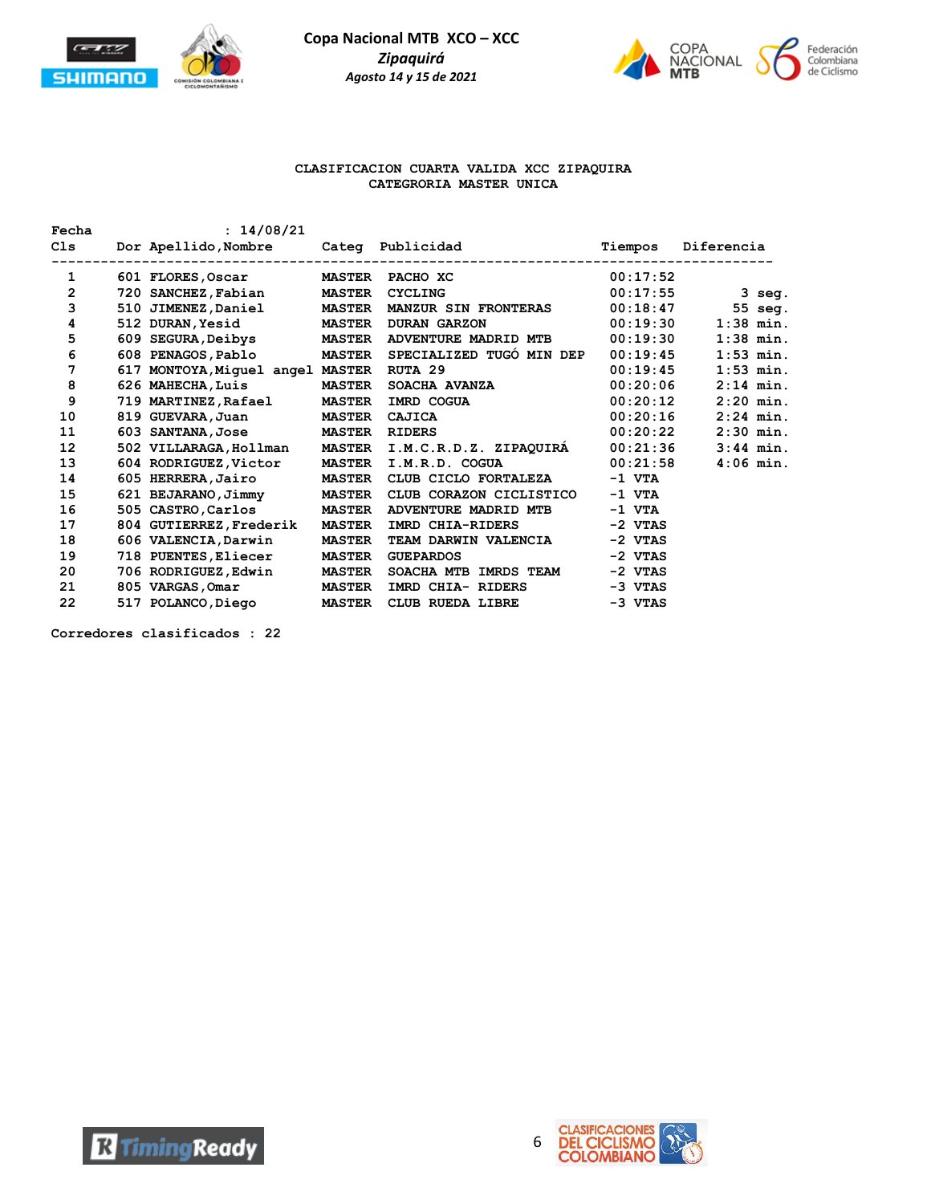**Copa Nacional MTB XCO – XCC**

***Zipaquirá***

***Agosto 14 y 15 de 2021***

**CLASIFICACION CUARTA VALIDA XCC ZIPAQUIRA**
**CATEGORIA MASTER UNICA**

**Fecha : 14/08/21**

| Cls | Dor | Apellido,Nombre | Categ | Publicidad | Tiempos | Diferencia |
|---|---|---|---|---|---|---|
| 1 | 601 | FLORES,Oscar | MASTER | PACHO XC | 00:17:52 | |
| 2 | 720 | SANCHEZ,Fabian | MASTER | CYCLING | 00:17:55 | 3 seg. |
| 3 | 510 | JIMENEZ,Daniel | MASTER | MANZUR SIN FRONTERAS | 00:18:47 | 55 seg. |
| 4 | 512 | DURAN,Yesid | MASTER | DURAN GARZON | 00:19:30 | 1:38 min. |
| 5 | 609 | SEGURA,Deibys | MASTER | ADVENTURE MADRID MTB | 00:19:30 | 1:38 min. |
| 6 | 608 | PENAGOS,Pablo | MASTER | SPECIALIZED TUGÓ MIN DEP | 00:19:45 | 1:53 min. |
| 7 | 617 | MONTOYA,Miguel angel | MASTER | RUTA 29 | 00:19:45 | 1:53 min. |
| 8 | 626 | MAHECHA,Luis | MASTER | SOACHA AVANZA | 00:20:06 | 2:14 min. |
| 9 | 719 | MARTINEZ,Rafael | MASTER | IMRD COGUA | 00:20:12 | 2:20 min. |
| 10 | 819 | GUEVARA,Juan | MASTER | CAJICA | 00:20:16 | 2:24 min. |
| 11 | 603 | SANTANA,Jose | MASTER | RIDERS | 00:20:22 | 2:30 min. |
| 12 | 502 | VILLARAGA,Hollman | MASTER | I.M.C.R.D.Z. ZIPAQUIRÁ | 00:21:36 | 3:44 min. |
| 13 | 604 | RODRIGUEZ,Victor | MASTER | I.M.R.D. COGUA | 00:21:58 | 4:06 min. |
| 14 | 605 | HERRERA,Jairo | MASTER | CLUB CICLO FORTALEZA | -1 VTA | |
| 15 | 621 | BEJARANO,Jimmy | MASTER | CLUB CORAZON CICLISTICO | -1 VTA | |
| 16 | 505 | CASTRO,Carlos | MASTER | ADVENTURE MADRID MTB | -1 VTA | |
| 17 | 804 | GUTIERREZ,Frederik | MASTER | IMRD CHIA-RIDERS | -2 VTAS | |
| 18 | 606 | VALENCIA,Darwin | MASTER | TEAM DARWIN VALENCIA | -2 VTAS | |
| 19 | 718 | PUENTES,Eliecer | MASTER | GUEPARDOS | -2 VTAS | |
| 20 | 706 | RODRIGUEZ,Edwin | MASTER | SOACHA MTB IMRDS TEAM | -2 VTAS | |
| 21 | 805 | VARGAS,Omar | MASTER | IMRD CHIA- RIDERS | -3 VTAS | |
| 22 | 517 | POLANCO,Diego | MASTER | CLUB RUEDA LIBRE | -3 VTAS | |

**Corredores clasificados : 22**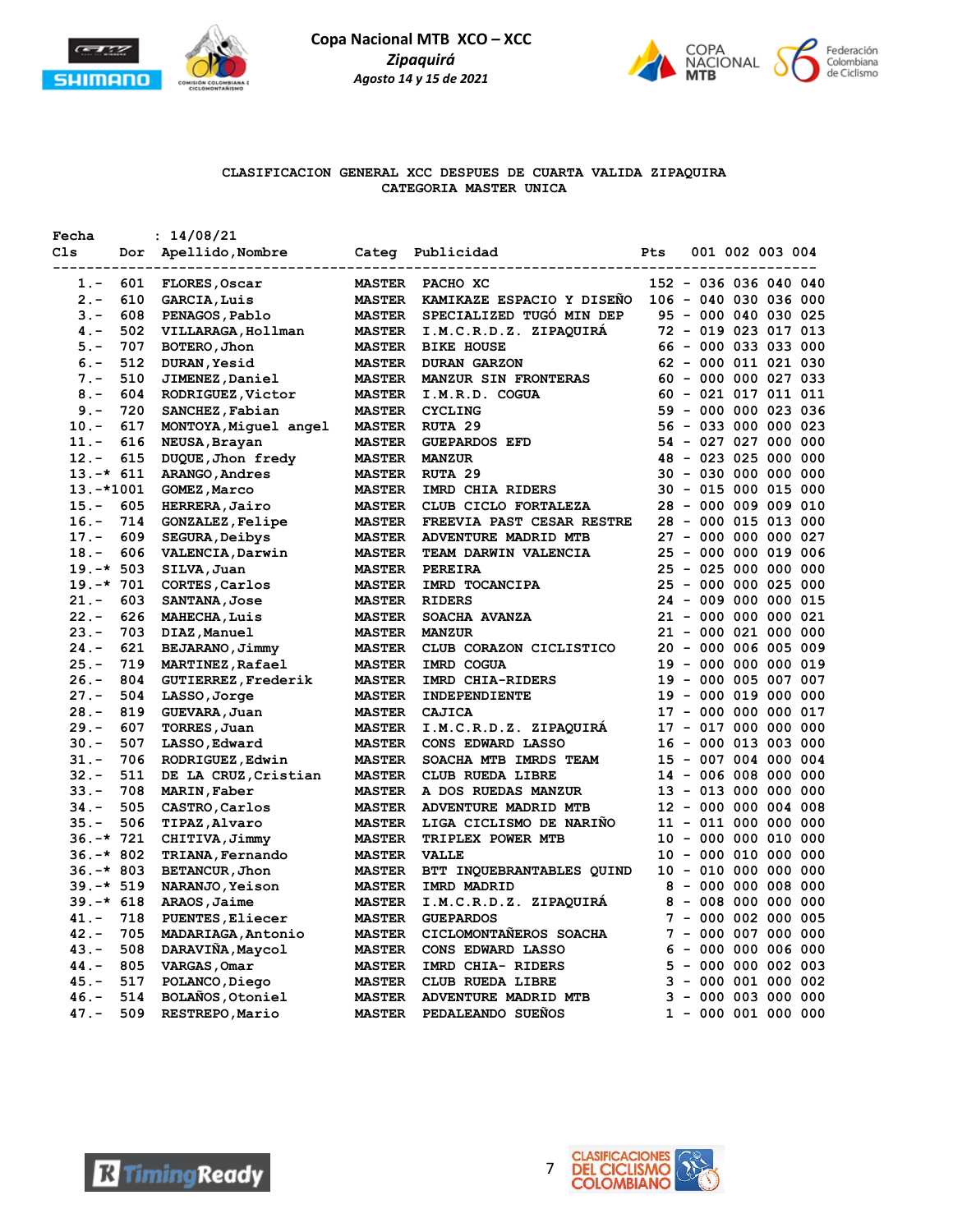Copa Nacional MTB XCO – XCC
*Zipaquirá*
*Agosto 14 y 15 de 2021*

CLASIFICACION GENERAL XCC DESPUES DE CUARTA VALIDA ZIPAQUIRA
CATEGORIA MASTER UNICA

Fecha : 14/08/21

| Cls | Dor | Apellido,Nombre | Categ | Publicidad | Pts | 001 | 002 | 003 | 004 |
|---|---|---|---|---|---|---|---|---|---|
| 1.- | 601 | FLORES,Oscar | MASTER | PACHO XC | 152 - | 036 | 036 | 040 | 040 |
| 2.- | 610 | GARCIA,Luis | MASTER | KAMIKAZE ESPACIO Y DISEÑO | 106 - | 040 | 030 | 036 | 000 |
| 3.- | 608 | PENAGOS,Pablo | MASTER | SPECIALIZED TUGÓ MIN DEP | 95 - | 000 | 040 | 030 | 025 |
| 4.- | 502 | VILLARAGA,Hollman | MASTER | I.M.C.R.D.Z. ZIPAQUIRÁ | 72 - | 019 | 023 | 017 | 013 |
| 5.- | 707 | BOTERO,Jhon | MASTER | BIKE HOUSE | 66 - | 000 | 033 | 033 | 000 |
| 6.- | 512 | DURAN,Yesid | MASTER | DURAN GARZON | 62 - | 000 | 011 | 021 | 030 |
| 7.- | 510 | JIMENEZ,Daniel | MASTER | MANZUR SIN FRONTERAS | 60 - | 000 | 000 | 027 | 033 |
| 8.- | 604 | RODRIGUEZ,Victor | MASTER | I.M.R.D. COGUA | 60 - | 021 | 017 | 011 | 011 |
| 9.- | 720 | SANCHEZ,Fabian | MASTER | CYCLING | 59 - | 000 | 000 | 023 | 036 |
| 10.- | 617 | MONTOYA,Miguel angel | MASTER | RUTA 29 | 56 - | 033 | 000 | 000 | 023 |
| 11.- | 616 | NEUSA,Brayan | MASTER | GUEPARDOS EFD | 54 - | 027 | 027 | 000 | 000 |
| 12.- | 615 | DUQUE,Jhon fredy | MASTER | MANZUR | 48 - | 023 | 025 | 000 | 000 |
| 13.-* | 611 | ARANGO,Andres | MASTER | RUTA 29 | 30 - | 030 | 000 | 000 | 000 |
| 13.-* | 1001 | GOMEZ,Marco | MASTER | IMRD CHIA RIDERS | 30 - | 015 | 000 | 015 | 000 |
| 15.- | 605 | HERRERA,Jairo | MASTER | CLUB CICLO FORTALEZA | 28 - | 000 | 009 | 009 | 010 |
| 16.- | 714 | GONZALEZ,Felipe | MASTER | FREEVIA PAST CESAR RESTRE | 28 - | 000 | 015 | 013 | 000 |
| 17.- | 609 | SEGURA,Deibys | MASTER | ADVENTURE MADRID MTB | 27 - | 000 | 000 | 000 | 027 |
| 18.- | 606 | VALENCIA,Darwin | MASTER | TEAM DARWIN VALENCIA | 25 - | 000 | 000 | 019 | 006 |
| 19.-* | 503 | SILVA,Juan | MASTER | PEREIRA | 25 - | 025 | 000 | 000 | 000 |
| 19.-* | 701 | CORTES,Carlos | MASTER | IMRD TOCANCIPA | 25 - | 000 | 000 | 025 | 000 |
| 21.- | 603 | SANTANA,Jose | MASTER | RIDERS | 24 - | 009 | 000 | 000 | 015 |
| 22.- | 626 | MAHECHA,Luis | MASTER | SOACHA AVANZA | 21 - | 000 | 000 | 000 | 021 |
| 23.- | 703 | DIAZ,Manuel | MASTER | MANZUR | 21 - | 000 | 021 | 000 | 000 |
| 24.- | 621 | BEJARANO,Jimmy | MASTER | CLUB CORAZON CICLISTICO | 20 - | 000 | 006 | 005 | 009 |
| 25.- | 719 | MARTINEZ,Rafael | MASTER | IMRD COGUA | 19 - | 000 | 000 | 000 | 019 |
| 26.- | 804 | GUTIERREZ,Frederik | MASTER | IMRD CHIA-RIDERS | 19 - | 000 | 005 | 007 | 007 |
| 27.- | 504 | LASSO,Jorge | MASTER | INDEPENDIENTE | 19 - | 000 | 019 | 000 | 000 |
| 28.- | 819 | GUEVARA,Juan | MASTER | CAJICA | 17 - | 000 | 000 | 000 | 017 |
| 29.- | 607 | TORRES,Juan | MASTER | I.M.C.R.D.Z. ZIPAQUIRÁ | 17 - | 017 | 000 | 000 | 000 |
| 30.- | 507 | LASSO,Edward | MASTER | CONS EDWARD LASSO | 16 - | 000 | 013 | 003 | 000 |
| 31.- | 706 | RODRIGUEZ,Edwin | MASTER | SOACHA MTB IMRDS TEAM | 15 - | 007 | 004 | 000 | 004 |
| 32.- | 511 | DE LA CRUZ,Cristian | MASTER | CLUB RUEDA LIBRE | 14 - | 006 | 008 | 000 | 000 |
| 33.- | 708 | MARIN,Faber | MASTER | A DOS RUEDAS MANZUR | 13 - | 013 | 000 | 000 | 000 |
| 34.- | 505 | CASTRO,Carlos | MASTER | ADVENTURE MADRID MTB | 12 - | 000 | 000 | 004 | 008 |
| 35.- | 506 | TIPAZ,Alvaro | MASTER | LIGA CICLISMO DE NARIÑO | 11 - | 011 | 000 | 000 | 000 |
| 36.-* | 721 | CHITIVA,Jimmy | MASTER | TRIPLEX POWER MTB | 10 - | 000 | 000 | 010 | 000 |
| 36.-* | 802 | TRIANA,Fernando | MASTER | VALLE | 10 - | 000 | 010 | 000 | 000 |
| 36.-* | 803 | BETANCUR,Jhon | MASTER | BTT INQUEBRANTABLES QUIND | 10 - | 010 | 000 | 000 | 000 |
| 39.-* | 519 | NARANJO,Yeison | MASTER | IMRD MADRID | 8 - | 000 | 000 | 008 | 000 |
| 39.-* | 618 | ARAOS,Jaime | MASTER | I.M.C.R.D.Z. ZIPAQUIRÁ | 8 - | 008 | 000 | 000 | 000 |
| 41.- | 718 | PUENTES,Eliecer | MASTER | GUEPARDOS | 7 - | 000 | 002 | 000 | 005 |
| 42.- | 705 | MADARIAGA,Antonio | MASTER | CICLOMONTAÑEROS SOACHA | 7 - | 000 | 007 | 000 | 000 |
| 43.- | 508 | DARAVIÑA,Maycol | MASTER | CONS EDWARD LASSO | 6 - | 000 | 000 | 006 | 000 |
| 44.- | 805 | VARGAS,Omar | MASTER | IMRD CHIA- RIDERS | 5 - | 000 | 000 | 002 | 003 |
| 45.- | 517 | POLANCO,Diego | MASTER | CLUB RUEDA LIBRE | 3 - | 000 | 001 | 000 | 002 |
| 46.- | 514 | BOLAÑOS,Otoniel | MASTER | ADVENTURE MADRID MTB | 3 - | 000 | 003 | 000 | 000 |
| 47.- | 509 | RESTREPO,Mario | MASTER | PEDALEANDO SUEÑOS | 1 - | 000 | 001 | 000 | 000 |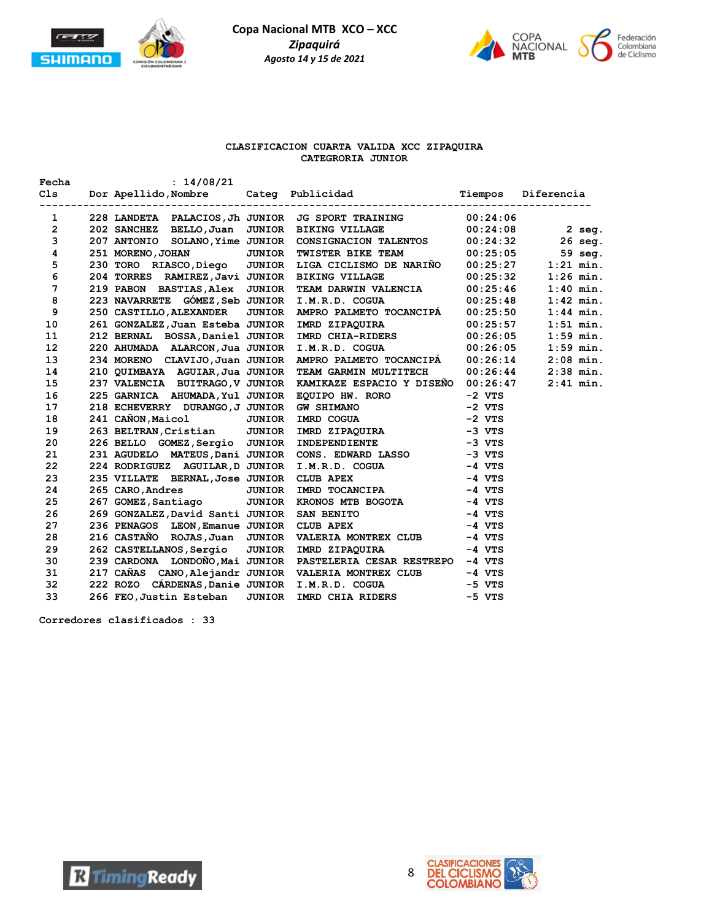**Copa Nacional MTB XCO – XCC**
***Zipaquirá***
***Agosto 14 y 15 de 2021***

**CLASIFICACION CUARTA VALIDA XCC ZIPAQUIRA**
**CATEGRORIA JUNIOR**

Fecha : 14/08/21

| Cls | Dor | Apellido,Nombre | Categ | Publicidad | Tiempos | Diferencia |
|---|---|---|---|---|---|---|
| 1 | 228 | LANDETA PALACIOS,Jh | JUNIOR | JG SPORT TRAINING | 00:24:06 | |
| 2 | 202 | SANCHEZ BELLO,Juan | JUNIOR | BIKING VILLAGE | 00:24:08 | 2 seg. |
| 3 | 207 | ANTONIO SOLANO,Yime | JUNIOR | CONSIGNACION TALENTOS | 00:24:32 | 26 seg. |
| 4 | 251 | MORENO,JOHAN | JUNIOR | TWISTER BIKE TEAM | 00:25:05 | 59 seg. |
| 5 | 230 | TORO RIASCO,Diego | JUNIOR | LIGA CICLISMO DE NARIÑO | 00:25:27 | 1:21 min. |
| 6 | 204 | TORRES RAMIREZ,Javi | JUNIOR | BIKING VILLAGE | 00:25:32 | 1:26 min. |
| 7 | 219 | PABON BASTIAS,Alex | JUNIOR | TEAM DARWIN VALENCIA | 00:25:46 | 1:40 min. |
| 8 | 223 | NAVARRETE GÓMEZ,Seb | JUNIOR | I.M.R.D. COGUA | 00:25:48 | 1:42 min. |
| 9 | 250 | CASTILLO,ALEXANDER | JUNIOR | AMPRO PALMETO TOCANCIPÁ | 00:25:50 | 1:44 min. |
| 10 | 261 | GONZALEZ,Juan Esteba | JUNIOR | IMRD ZIPAQUIRA | 00:25:57 | 1:51 min. |
| 11 | 212 | BERNAL BOSSA,Daniel | JUNIOR | IMRD CHIA-RIDERS | 00:26:05 | 1:59 min. |
| 12 | 220 | AHUMADA ALARCON,Jua | JUNIOR | I.M.R.D. COGUA | 00:26:05 | 1:59 min. |
| 13 | 234 | MORENO CLAVIJO,Juan | JUNIOR | AMPRO PALMETO TOCANCIPÁ | 00:26:14 | 2:08 min. |
| 14 | 210 | QUIMBAYA AGUIAR,Jua | JUNIOR | TEAM GARMIN MULTITECH | 00:26:44 | 2:38 min. |
| 15 | 237 | VALENCIA BUITRAGO,V | JUNIOR | KAMIKAZE ESPACIO Y DISEÑO | 00:26:47 | 2:41 min. |
| 16 | 225 | GARNICA AHUMADA,Yul | JUNIOR | EQUIPO HW. RORO | -2 VTS | |
| 17 | 218 | ECHEVERRY DURANGO,J | JUNIOR | GW SHIMANO | -2 VTS | |
| 18 | 241 | CAÑON,Maicol | JUNIOR | IMRD COGUA | -2 VTS | |
| 19 | 263 | BELTRAN,Cristian | JUNIOR | IMRD ZIPAQUIRA | -3 VTS | |
| 20 | 226 | BELLO GOMEZ,Sergio | JUNIOR | INDEPENDIENTE | -3 VTS | |
| 21 | 231 | AGUDELO MATEUS,Dani | JUNIOR | CONS. EDWARD LASSO | -3 VTS | |
| 22 | 224 | RODRIGUEZ AGUILAR,D | JUNIOR | I.M.R.D. COGUA | -4 VTS | |
| 23 | 235 | VILLATE BERNAL,Jose | JUNIOR | CLUB APEX | -4 VTS | |
| 24 | 265 | CARO,Andres | JUNIOR | IMRD TOCANCIPA | -4 VTS | |
| 25 | 267 | GOMEZ,Santiago | JUNIOR | KRONOS MTB BOGOTA | -4 VTS | |
| 26 | 269 | GONZALEZ,David Santi | JUNIOR | SAN BENITO | -4 VTS | |
| 27 | 236 | PENAGOS LEON,Emanue | JUNIOR | CLUB APEX | -4 VTS | |
| 28 | 216 | CASTAÑO ROJAS,Juan | JUNIOR | VALERIA MONTREX CLUB | -4 VTS | |
| 29 | 262 | CASTELLANOS,Sergio | JUNIOR | IMRD ZIPAQUIRA | -4 VTS | |
| 30 | 239 | CARDONA LONDOÑO,Mai | JUNIOR | PASTELERIA CESAR RESTREPO | -4 VTS | |
| 31 | 217 | CAÑAS CANO,Alejandr | JUNIOR | VALERIA MONTREX CLUB | -4 VTS | |
| 32 | 222 | ROZO CÁRDENAS,Danie | JUNIOR | I.M.R.D. COGUA | -5 VTS | |
| 33 | 266 | FEO,Justin Esteban | JUNIOR | IMRD CHIA RIDERS | -5 VTS | |

Corredores clasificados : 33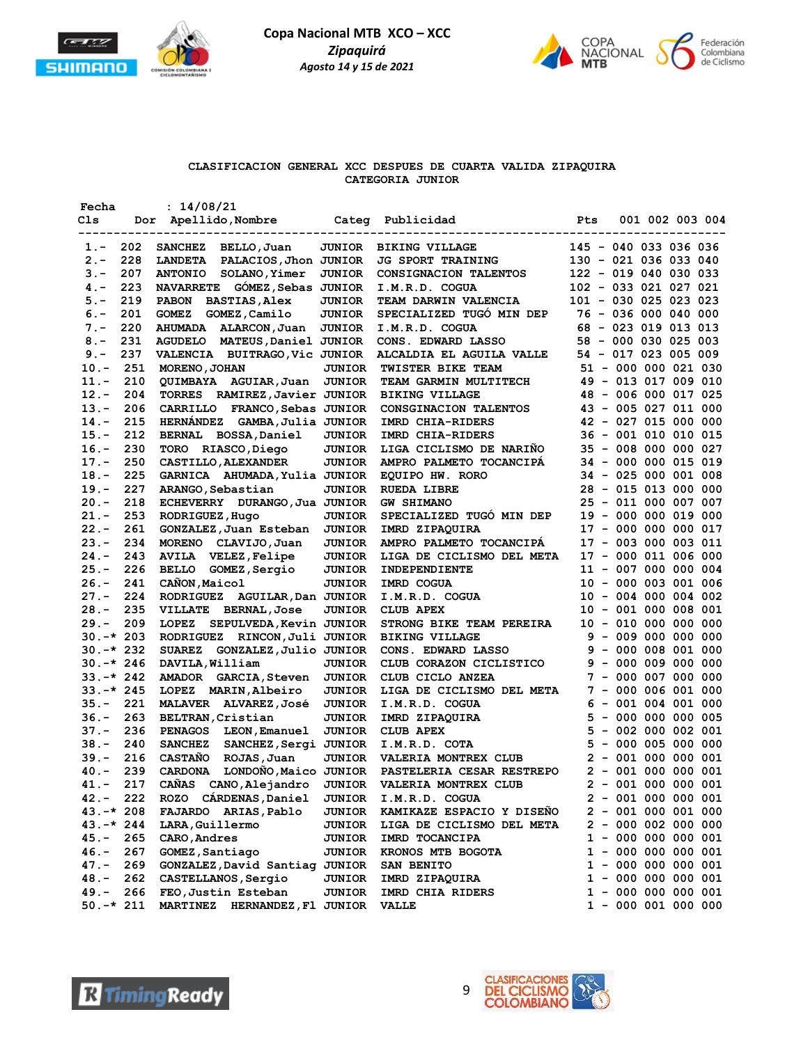**Copa Nacional MTB XCO – XCC**
*Zipaquirá*
*Agosto 14 y 15 de 2021*

CLASIFICACION GENERAL XCC DESPUES DE CUARTA VALIDA ZIPAQUIRA
CATEGORIA JUNIOR

Fecha : 14/08/21

| Cls | Dor | Apellido,Nombre | Categ | Publicidad | Pts | | 001 | 002 | 003 | 004 |
|---|---|---|---|---|---|---|---|---|---|---|
| 1.- | 202 | SANCHEZ BELLO,Juan | JUNIOR | BIKING VILLAGE | 145 | - | 040 | 033 | 036 | 036 |
| 2.- | 228 | LANDETA PALACIOS,Jhon | JUNIOR | JG SPORT TRAINING | 130 | - | 021 | 036 | 033 | 040 |
| 3.- | 207 | ANTONIO SOLANO,Yimer | JUNIOR | CONSIGNACION TALENTOS | 122 | - | 019 | 040 | 030 | 033 |
| 4.- | 223 | NAVARRETE GÓMEZ,Sebas | JUNIOR | I.M.R.D. COGUA | 102 | - | 033 | 021 | 027 | 021 |
| 5.- | 219 | PABON BASTIAS,Alex | JUNIOR | TEAM DARWIN VALENCIA | 101 | - | 030 | 025 | 023 | 023 |
| 6.- | 201 | GOMEZ GOMEZ,Camilo | JUNIOR | SPECIALIZED TUGÓ MIN DEP | 76 | - | 036 | 000 | 040 | 000 |
| 7.- | 220 | AHUMADA ALARCON,Juan | JUNIOR | I.M.R.D. COGUA | 68 | - | 023 | 019 | 013 | 013 |
| 8.- | 231 | AGUDELO MATEUS,Daniel | JUNIOR | CONS. EDWARD LASSO | 58 | - | 000 | 030 | 025 | 003 |
| 9.- | 237 | VALENCIA BUITRAGO,Vic | JUNIOR | ALCALDIA EL AGUILA VALLE | 54 | - | 017 | 023 | 005 | 009 |
| 10.- | 251 | MORENO,JOHAN | JUNIOR | TWISTER BIKE TEAM | 51 | - | 000 | 000 | 021 | 030 |
| 11.- | 210 | QUIMBAYA AGUIAR,Juan | JUNIOR | TEAM GARMIN MULTITECH | 49 | - | 013 | 017 | 009 | 010 |
| 12.- | 204 | TORRES RAMIREZ,Javier | JUNIOR | BIKING VILLAGE | 48 | - | 006 | 000 | 017 | 025 |
| 13.- | 206 | CARRILLO FRANCO,Sebas | JUNIOR | CONSIGNACION TALENTOS | 43 | - | 005 | 027 | 011 | 000 |
| 14.- | 215 | HERNÁNDEZ GAMBA,Julia | JUNIOR | IMRD CHIA-RIDERS | 42 | - | 027 | 015 | 000 | 000 |
| 15.- | 212 | BERNAL BOSSA,Daniel | JUNIOR | IMRD CHIA-RIDERS | 36 | - | 001 | 010 | 010 | 015 |
| 16.- | 230 | TORO RIASCO,Diego | JUNIOR | LIGA CICLISMO DE NARIÑO | 35 | - | 008 | 000 | 000 | 027 |
| 17.- | 250 | CASTILLO,ALEXANDER | JUNIOR | AMPRO PALMETO TOCANCIPÁ | 34 | - | 000 | 000 | 015 | 019 |
| 18.- | 225 | GARNICA AHUMADA,Yulia | JUNIOR | EQUIPO HW. RORO | 34 | - | 025 | 000 | 001 | 008 |
| 19.- | 227 | ARANGO,Sebastian | JUNIOR | RUEDA LIBRE | 28 | - | 015 | 013 | 000 | 000 |
| 20.- | 218 | ECHEVERRY DURANGO,Jua | JUNIOR | GW SHIMANO | 25 | - | 011 | 000 | 007 | 007 |
| 21.- | 253 | RODRIGUEZ,Hugo | JUNIOR | SPECIALIZED TUGÓ MIN DEP | 19 | - | 000 | 000 | 019 | 000 |
| 22.- | 261 | GONZALEZ,Juan Esteban | JUNIOR | IMRD ZIPAQUIRA | 17 | - | 000 | 000 | 000 | 017 |
| 23.- | 234 | MORENO CLAVIJO,Juan | JUNIOR | AMPRO PALMETO TOCANCIPÁ | 17 | - | 003 | 000 | 003 | 011 |
| 24.- | 243 | AVILA VELEZ,Felipe | JUNIOR | LIGA DE CICLISMO DEL META | 17 | - | 000 | 011 | 006 | 000 |
| 25.- | 226 | BELLO GOMEZ,Sergio | JUNIOR | INDEPENDIENTE | 11 | - | 007 | 000 | 000 | 004 |
| 26.- | 241 | CAÑON,Maicol | JUNIOR | IMRD COGUA | 10 | - | 000 | 003 | 001 | 006 |
| 27.- | 224 | RODRIGUEZ AGUILAR,Dan | JUNIOR | I.M.R.D. COGUA | 10 | - | 004 | 000 | 004 | 002 |
| 28.- | 235 | VILLATE BERNAL,Jose | JUNIOR | CLUB APEX | 10 | - | 001 | 000 | 008 | 001 |
| 29.- | 209 | LOPEZ SEPULVEDA,Kevin | JUNIOR | STRONG BIKE TEAM PEREIRA | 10 | - | 010 | 000 | 000 | 000 |
| 30.-* | 203 | RODRIGUEZ RINCON,Juli | JUNIOR | BIKING VILLAGE | 9 | - | 009 | 000 | 000 | 000 |
| 30.-* | 232 | SUAREZ GONZALEZ,Julio | JUNIOR | CONS. EDWARD LASSO | 9 | - | 000 | 008 | 001 | 000 |
| 30.-* | 246 | DAVILA,William | JUNIOR | CLUB CORAZON CICLISTICO | 9 | - | 000 | 009 | 000 | 000 |
| 33.-* | 242 | AMADOR GARCIA,Steven | JUNIOR | CLUB CICLO ANZEA | 7 | - | 000 | 007 | 000 | 000 |
| 33.-* | 245 | LOPEZ MARIN,Albeiro | JUNIOR | LIGA DE CICLISMO DEL META | 7 | - | 000 | 006 | 001 | 000 |
| 35.- | 221 | MALAVER ALVAREZ,José | JUNIOR | I.M.R.D. COGUA | 6 | - | 001 | 004 | 001 | 000 |
| 36.- | 263 | BELTRAN,Cristian | JUNIOR | IMRD ZIPAQUIRA | 5 | - | 000 | 000 | 000 | 005 |
| 37.- | 236 | PENAGOS LEON,Emanuel | JUNIOR | CLUB APEX | 5 | - | 002 | 000 | 002 | 001 |
| 38.- | 240 | SANCHEZ SANCHEZ,Sergi | JUNIOR | I.M.R.D. COTA | 5 | - | 000 | 005 | 000 | 000 |
| 39.- | 216 | CASTAÑO ROJAS,Juan | JUNIOR | VALERIA MONTREX CLUB | 2 | - | 001 | 000 | 000 | 001 |
| 40.- | 239 | CARDONA LONDOÑO,Maico | JUNIOR | PASTELERIA CESAR RESTREPO | 2 | - | 001 | 000 | 000 | 001 |
| 41.- | 217 | CAÑAS CANO,Alejandro | JUNIOR | VALERIA MONTREX CLUB | 2 | - | 001 | 000 | 000 | 001 |
| 42.- | 222 | ROZO CÁRDENAS,Daniel | JUNIOR | I.M.R.D. COGUA | 2 | - | 001 | 000 | 000 | 001 |
| 43.-* | 208 | FAJARDO ARIAS,Pablo | JUNIOR | KAMIKAZE ESPACIO Y DISEÑO | 2 | - | 001 | 000 | 001 | 000 |
| 43.-* | 244 | LARA,Guillermo | JUNIOR | LIGA DE CICLISMO DEL META | 2 | - | 000 | 002 | 000 | 000 |
| 45.- | 265 | CARO,Andres | JUNIOR | IMRD TOCANCIPA | 1 | - | 000 | 000 | 000 | 001 |
| 46.- | 267 | GOMEZ,Santiago | JUNIOR | KRONOS MTB BOGOTA | 1 | - | 000 | 000 | 000 | 001 |
| 47.- | 269 | GONZALEZ,David Santiag | JUNIOR | SAN BENITO | 1 | - | 000 | 000 | 000 | 001 |
| 48.- | 262 | CASTELLANOS,Sergio | JUNIOR | IMRD ZIPAQUIRA | 1 | - | 000 | 000 | 000 | 001 |
| 49.- | 266 | FEO,Justin Esteban | JUNIOR | IMRD CHIA RIDERS | 1 | - | 000 | 000 | 000 | 001 |
| 50.-* | 211 | MARTINEZ HERNANDEZ,Fl | JUNIOR | VALLE | 1 | - | 000 | 001 | 000 | 000 |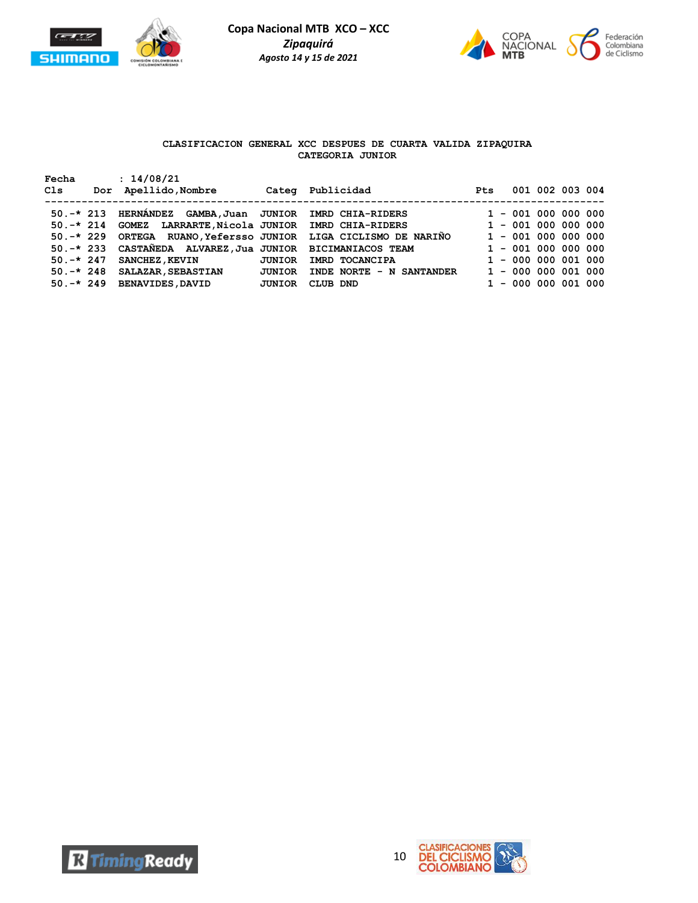**Copa Nacional MTB XCO – XCC**
*Zipaquirá*
*Agosto 14 y 15 de 2021*

CLASIFICACION GENERAL XCC DESPUES DE CUARTA VALIDA ZIPAQUIRA
CATEGORIA JUNIOR

Fecha : 14/08/21

| Cls | Dor | Apellido,Nombre | Categ | Publicidad | Pts | | 001 | 002 | 003 | 004 |
|---|---|---|---|---|---|---|---|---|---|---|
| 50.-* | 213 | HERNÁNDEZ GAMBA,Juan | JUNIOR | IMRD CHIA-RIDERS | 1 | - | 001 | 000 | 000 | 000 |
| 50.-* | 214 | GOMEZ LARRARTE,Nicola | JUNIOR | IMRD CHIA-RIDERS | 1 | - | 001 | 000 | 000 | 000 |
| 50.-* | 229 | ORTEGA RUANO,Yefersso | JUNIOR | LIGA CICLISMO DE NARIÑO | 1 | - | 001 | 000 | 000 | 000 |
| 50.-* | 233 | CASTAÑEDA ALVAREZ,Jua | JUNIOR | BICIMANIACOS TEAM | 1 | - | 001 | 000 | 000 | 000 |
| 50.-* | 247 | SANCHEZ,KEVIN | JUNIOR | IMRD TOCANCIPA | 1 | - | 000 | 000 | 001 | 000 |
| 50.-* | 248 | SALAZAR,SEBASTIAN | JUNIOR | INDE NORTE - N SANTANDER | 1 | - | 000 | 000 | 001 | 000 |
| 50.-* | 249 | BENAVIDES,DAVID | JUNIOR | CLUB DND | 1 | - | 000 | 000 | 001 | 000 |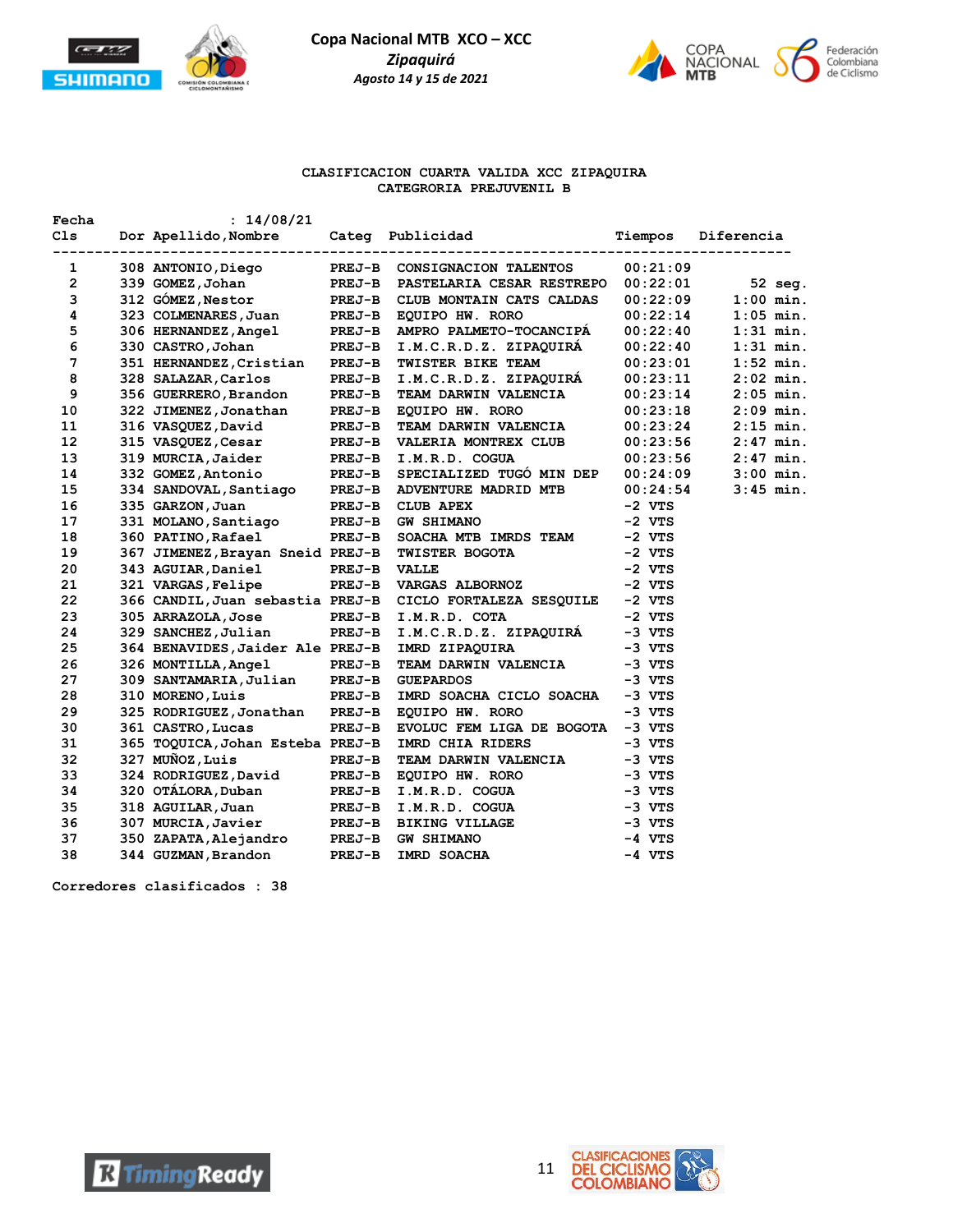Copa Nacional MTB XCO – XCC

*Zipaquirá*

*Agosto 14 y 15 de 2021*

## CLASIFICACION CUARTA VALIDA XCC ZIPAQUIRA
### CATEGORIA PREJUVENIL B

Fecha : 14/08/21

| Cls | Dor | Apellido,Nombre | Categ | Publicidad | Tiempos | Diferencia |
|---|---|---|---|---|---|---|
| 1 | 308 | ANTONIO,Diego | PREJ-B | CONSIGNACION TALENTOS | 00:21:09 | |
| 2 | 339 | GOMEZ,Johan | PREJ-B | PASTELARIA CESAR RESTREPO | 00:22:01 | 52 seg. |
| 3 | 312 | GÓMEZ,Nestor | PREJ-B | CLUB MONTAIN CATS CALDAS | 00:22:09 | 1:00 min. |
| 4 | 323 | COLMENARES,Juan | PREJ-B | EQUIPO HW. RORO | 00:22:14 | 1:05 min. |
| 5 | 306 | HERNANDEZ,Angel | PREJ-B | AMPRO PALMETO-TOCANCIPÁ | 00:22:40 | 1:31 min. |
| 6 | 330 | CASTRO,Johan | PREJ-B | I.M.C.R.D.Z. ZIPAQUIRÁ | 00:22:40 | 1:31 min. |
| 7 | 351 | HERNANDEZ,Cristian | PREJ-B | TWISTER BIKE TEAM | 00:23:01 | 1:52 min. |
| 8 | 328 | SALAZAR,Carlos | PREJ-B | I.M.C.R.D.Z. ZIPAQUIRÁ | 00:23:11 | 2:02 min. |
| 9 | 356 | GUERRERO,Brandon | PREJ-B | TEAM DARWIN VALENCIA | 00:23:14 | 2:05 min. |
| 10 | 322 | JIMENEZ,Jonathan | PREJ-B | EQUIPO HW. RORO | 00:23:18 | 2:09 min. |
| 11 | 316 | VASQUEZ,David | PREJ-B | TEAM DARWIN VALENCIA | 00:23:24 | 2:15 min. |
| 12 | 315 | VASQUEZ,Cesar | PREJ-B | VALERIA MONTREX CLUB | 00:23:56 | 2:47 min. |
| 13 | 319 | MURCIA,Jaider | PREJ-B | I.M.R.D. COGUA | 00:23:56 | 2:47 min. |
| 14 | 332 | GOMEZ,Antonio | PREJ-B | SPECIALIZED TUGÓ MIN DEP | 00:24:09 | 3:00 min. |
| 15 | 334 | SANDOVAL,Santiago | PREJ-B | ADVENTURE MADRID MTB | 00:24:54 | 3:45 min. |
| 16 | 335 | GARZON,Juan | PREJ-B | CLUB APEX | -2 VTS | |
| 17 | 331 | MOLANO,Santiago | PREJ-B | GW SHIMANO | -2 VTS | |
| 18 | 360 | PATINO,Rafael | PREJ-B | SOACHA MTB IMRDS TEAM | -2 VTS | |
| 19 | 367 | JIMENEZ,Brayan Sneid | PREJ-B | TWISTER BOGOTA | -2 VTS | |
| 20 | 343 | AGUIAR,Daniel | PREJ-B | VALLE | -2 VTS | |
| 21 | 321 | VARGAS,Felipe | PREJ-B | VARGAS ALBORNOZ | -2 VTS | |
| 22 | 366 | CANDIL,Juan sebastia | PREJ-B | CICLO FORTALEZA SESQUILE | -2 VTS | |
| 23 | 305 | ARRAZOLA,Jose | PREJ-B | I.M.R.D. COTA | -2 VTS | |
| 24 | 329 | SANCHEZ,Julian | PREJ-B | I.M.C.R.D.Z. ZIPAQUIRÁ | -3 VTS | |
| 25 | 364 | BENAVIDES,Jaider Ale | PREJ-B | IMRD ZIPAQUIRA | -3 VTS | |
| 26 | 326 | MONTILLA,Angel | PREJ-B | TEAM DARWIN VALENCIA | -3 VTS | |
| 27 | 309 | SANTAMARIA,Julian | PREJ-B | GUEPARDOS | -3 VTS | |
| 28 | 310 | MORENO,Luis | PREJ-B | IMRD SOACHA CICLO SOACHA | -3 VTS | |
| 29 | 325 | RODRIGUEZ,Jonathan | PREJ-B | EQUIPO HW. RORO | -3 VTS | |
| 30 | 361 | CASTRO,Lucas | PREJ-B | EVOLUC FEM LIGA DE BOGOTA | -3 VTS | |
| 31 | 365 | TOQUICA,Johan Esteba | PREJ-B | IMRD CHIA RIDERS | -3 VTS | |
| 32 | 327 | MUÑOZ,Luis | PREJ-B | TEAM DARWIN VALENCIA | -3 VTS | |
| 33 | 324 | RODRIGUEZ,David | PREJ-B | EQUIPO HW. RORO | -3 VTS | |
| 34 | 320 | OTÁLORA,Duban | PREJ-B | I.M.R.D. COGUA | -3 VTS | |
| 35 | 318 | AGUILAR,Juan | PREJ-B | I.M.R.D. COGUA | -3 VTS | |
| 36 | 307 | MURCIA,Javier | PREJ-B | BIKING VILLAGE | -3 VTS | |
| 37 | 350 | ZAPATA,Alejandro | PREJ-B | GW SHIMANO | -4 VTS | |
| 38 | 344 | GUZMAN,Brandon | PREJ-B | IMRD SOACHA | -4 VTS | |

Corredores clasificados : 38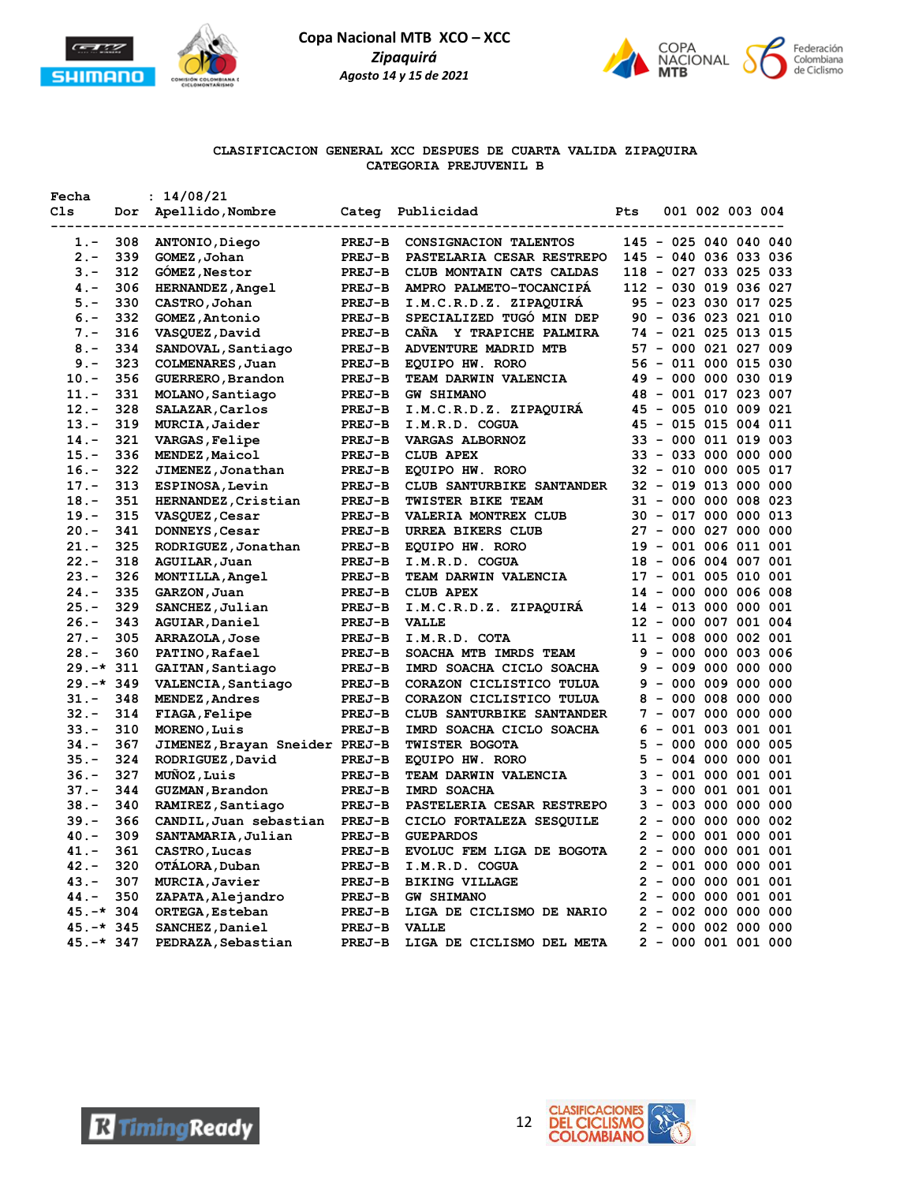**Copa Nacional MTB XCO – XCC**

*Zipaquirá*

*Agosto 14 y 15 de 2021*

**CLASIFICACION GENERAL XCC DESPUES DE CUARTA VALIDA ZIPAQUIRA**
**CATEGORIA PREJUVENIL B**

Fecha : 14/08/21

| Cls | Dor | Apellido,Nombre | Categ | Publicidad | Pts | | 001 | 002 | 003 | 004 |
|---|---|---|---|---|---|---|---|---|---|---|
| 1.- | 308 | ANTONIO,Diego | PREJ-B | CONSIGNACION TALENTOS | 145 | - | 025 | 040 | 040 | 040 |
| 2.- | 339 | GOMEZ,Johan | PREJ-B | PASTELARIA CESAR RESTREPO | 145 | - | 040 | 036 | 033 | 036 |
| 3.- | 312 | GÓMEZ,Nestor | PREJ-B | CLUB MONTAIN CATS CALDAS | 118 | - | 027 | 033 | 025 | 033 |
| 4.- | 306 | HERNANDEZ,Angel | PREJ-B | AMPRO PALMETO-TOCANCIPÁ | 112 | - | 030 | 019 | 036 | 027 |
| 5.- | 330 | CASTRO,Johan | PREJ-B | I.M.C.R.D.Z. ZIPAQUIRÁ | 95 | - | 023 | 030 | 017 | 025 |
| 6.- | 332 | GOMEZ,Antonio | PREJ-B | SPECIALIZED TUGÓ MIN DEP | 90 | - | 036 | 023 | 021 | 010 |
| 7.- | 316 | VASQUEZ,David | PREJ-B | CAÑA Y TRAPICHE PALMIRA | 74 | - | 021 | 025 | 013 | 015 |
| 8.- | 334 | SANDOVAL,Santiago | PREJ-B | ADVENTURE MADRID MTB | 57 | - | 000 | 021 | 027 | 009 |
| 9.- | 323 | COLMENARES,Juan | PREJ-B | EQUIPO HW. RORO | 56 | - | 011 | 000 | 015 | 030 |
| 10.- | 356 | GUERRERO,Brandon | PREJ-B | TEAM DARWIN VALENCIA | 49 | - | 000 | 000 | 030 | 019 |
| 11.- | 331 | MOLANO,Santiago | PREJ-B | GW SHIMANO | 48 | - | 001 | 017 | 023 | 007 |
| 12.- | 328 | SALAZAR,Carlos | PREJ-B | I.M.C.R.D.Z. ZIPAQUIRÁ | 45 | - | 005 | 010 | 009 | 021 |
| 13.- | 319 | MURCIA,Jaider | PREJ-B | I.M.R.D. COGUA | 45 | - | 015 | 015 | 004 | 011 |
| 14.- | 321 | VARGAS,Felipe | PREJ-B | VARGAS ALBORNOZ | 33 | - | 000 | 011 | 019 | 003 |
| 15.- | 336 | MENDEZ,Maicol | PREJ-B | CLUB APEX | 33 | - | 033 | 000 | 000 | 000 |
| 16.- | 322 | JIMENEZ,Jonathan | PREJ-B | EQUIPO HW. RORO | 32 | - | 010 | 000 | 005 | 017 |
| 17.- | 313 | ESPINOSA,Levin | PREJ-B | CLUB SANTURBIKE SANTANDER | 32 | - | 019 | 013 | 000 | 000 |
| 18.- | 351 | HERNANDEZ,Cristian | PREJ-B | TWISTER BIKE TEAM | 31 | - | 000 | 000 | 008 | 023 |
| 19.- | 315 | VASQUEZ,Cesar | PREJ-B | VALERIA MONTREX CLUB | 30 | - | 017 | 000 | 000 | 013 |
| 20.- | 341 | DONNEYS,Cesar | PREJ-B | URREA BIKERS CLUB | 27 | - | 000 | 027 | 000 | 000 |
| 21.- | 325 | RODRIGUEZ,Jonathan | PREJ-B | EQUIPO HW. RORO | 19 | - | 001 | 006 | 011 | 001 |
| 22.- | 318 | AGUILAR,Juan | PREJ-B | I.M.R.D. COGUA | 18 | - | 006 | 004 | 007 | 001 |
| 23.- | 326 | MONTILLA,Angel | PREJ-B | TEAM DARWIN VALENCIA | 17 | - | 001 | 005 | 010 | 001 |
| 24.- | 335 | GARZON,Juan | PREJ-B | CLUB APEX | 14 | - | 000 | 000 | 006 | 008 |
| 25.- | 329 | SANCHEZ,Julian | PREJ-B | I.M.C.R.D.Z. ZIPAQUIRÁ | 14 | - | 013 | 000 | 000 | 001 |
| 26.- | 343 | AGUIAR,Daniel | PREJ-B | VALLE | 12 | - | 000 | 007 | 001 | 004 |
| 27.- | 305 | ARRAZOLA,Jose | PREJ-B | I.M.R.D. COTA | 11 | - | 008 | 000 | 002 | 001 |
| 28.- | 360 | PATINO,Rafael | PREJ-B | SOACHA MTB IMRDS TEAM | 9 | - | 000 | 000 | 003 | 006 |
| 29.-* | 311 | GAITAN,Santiago | PREJ-B | IMRD SOACHA CICLO SOACHA | 9 | - | 009 | 000 | 000 | 000 |
| 29.-* | 349 | VALENCIA,Santiago | PREJ-B | CORAZON CICLISTICO TULUA | 9 | - | 000 | 009 | 000 | 000 |
| 31.- | 348 | MENDEZ,Andres | PREJ-B | CORAZON CICLISTICO TULUA | 8 | - | 000 | 008 | 000 | 000 |
| 32.- | 314 | FIAGA,Felipe | PREJ-B | CLUB SANTURBIKE SANTANDER | 7 | - | 007 | 000 | 000 | 000 |
| 33.- | 310 | MORENO,Luis | PREJ-B | IMRD SOACHA CICLO SOACHA | 6 | - | 001 | 003 | 001 | 001 |
| 34.- | 367 | JIMENEZ,Brayan Sneider | PREJ-B | TWISTER BOGOTA | 5 | - | 000 | 000 | 000 | 005 |
| 35.- | 324 | RODRIGUEZ,David | PREJ-B | EQUIPO HW. RORO | 5 | - | 004 | 000 | 000 | 001 |
| 36.- | 327 | MUÑOZ,Luis | PREJ-B | TEAM DARWIN VALENCIA | 3 | - | 001 | 000 | 001 | 001 |
| 37.- | 344 | GUZMAN,Brandon | PREJ-B | IMRD SOACHA | 3 | - | 000 | 001 | 001 | 001 |
| 38.- | 340 | RAMIREZ,Santiago | PREJ-B | PASTELERIA CESAR RESTREPO | 3 | - | 003 | 000 | 000 | 000 |
| 39.- | 366 | CANDIL,Juan sebastian | PREJ-B | CICLO FORTALEZA SESQUILE | 2 | - | 000 | 000 | 000 | 002 |
| 40.- | 309 | SANTAMARIA,Julian | PREJ-B | GUEPARDOS | 2 | - | 000 | 001 | 000 | 001 |
| 41.- | 361 | CASTRO,Lucas | PREJ-B | EVOLUC FEM LIGA DE BOGOTA | 2 | - | 000 | 000 | 001 | 001 |
| 42.- | 320 | OTÁLORA,Duban | PREJ-B | I.M.R.D. COGUA | 2 | - | 001 | 000 | 000 | 001 |
| 43.- | 307 | MURCIA,Javier | PREJ-B | BIKING VILLAGE | 2 | - | 000 | 000 | 001 | 001 |
| 44.- | 350 | ZAPATA,Alejandro | PREJ-B | GW SHIMANO | 2 | - | 000 | 000 | 001 | 001 |
| 45.-* | 304 | ORTEGA,Esteban | PREJ-B | LIGA DE CICLISMO DE NARIO | 2 | - | 002 | 000 | 000 | 000 |
| 45.-* | 345 | SANCHEZ,Daniel | PREJ-B | VALLE | 2 | - | 000 | 002 | 000 | 000 |
| 45.-* | 347 | PEDRAZA,Sebastian | PREJ-B | LIGA DE CICLISMO DEL META | 2 | - | 000 | 001 | 001 | 000 |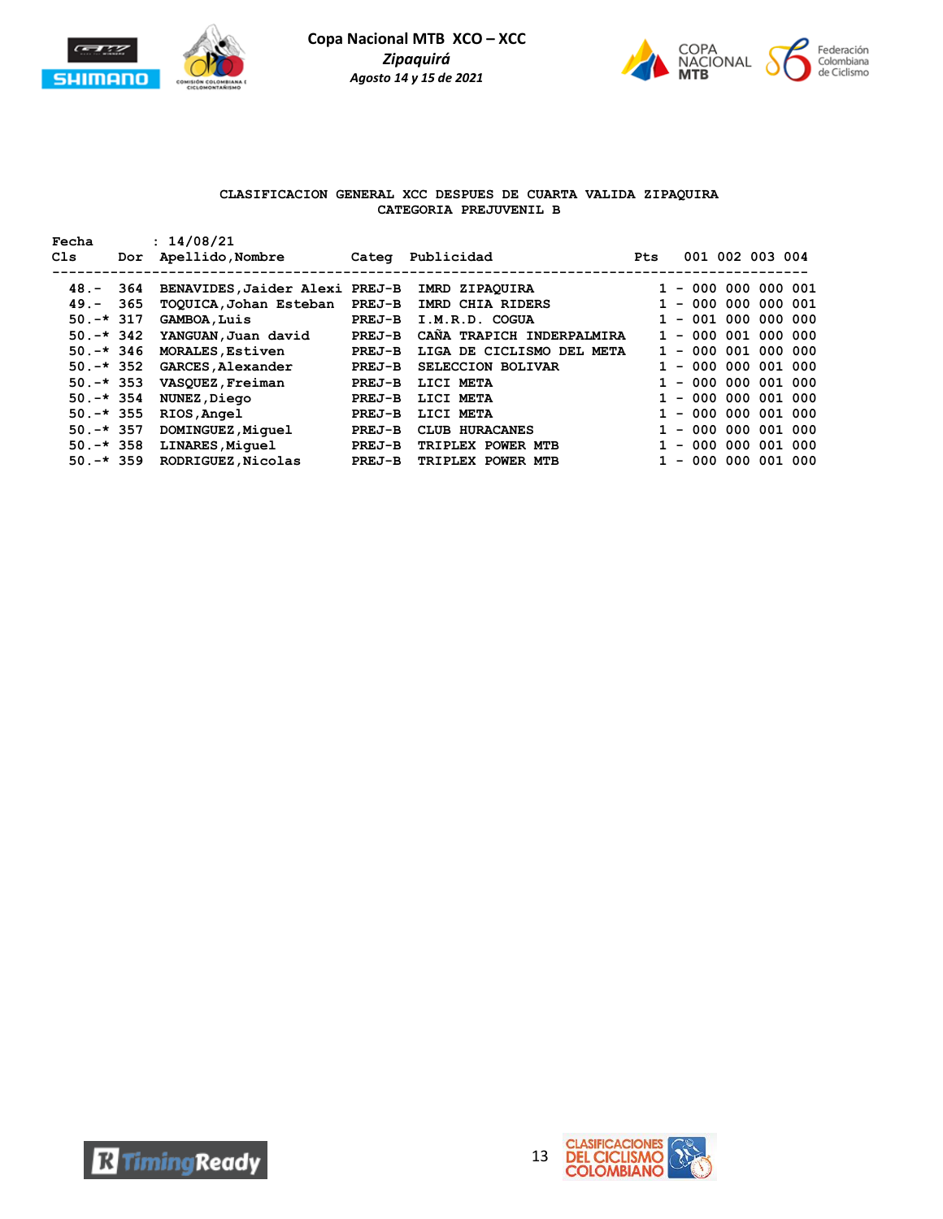Copa Nacional MTB XCO – XCC
*Zipaquirá*
*Agosto 14 y 15 de 2021*

**CLASIFICACION GENERAL XCC DESPUES DE CUARTA VALIDA ZIPAQUIRA**
**CATEGORIA PREJUVENIL B**

Fecha : 14/08/21

| Cls | Dor | Apellido,Nombre | Categ | Publicidad | Pts | 001 | 002 | 003 | 004 |
|---|---|---|---|---|---|---|---|---|---|
| 48.- | 364 | BENAVIDES,Jaider Alexi | PREJ-B | IMRD ZIPAQUIRA | 1 - | 000 | 000 | 000 | 001 |
| 49.- | 365 | TOQUICA,Johan Esteban | PREJ-B | IMRD CHIA RIDERS | 1 - | 000 | 000 | 000 | 001 |
| 50.-* | 317 | GAMBOA,Luis | PREJ-B | I.M.R.D. COGUA | 1 - | 001 | 000 | 000 | 000 |
| 50.-* | 342 | YANGUAN,Juan david | PREJ-B | CAÑA TRAPICH INDERPALMIRA | 1 - | 000 | 001 | 000 | 000 |
| 50.-* | 346 | MORALES,Estiven | PREJ-B | LIGA DE CICLISMO DEL META | 1 - | 000 | 001 | 000 | 000 |
| 50.-* | 352 | GARCES,Alexander | PREJ-B | SELECCION BOLIVAR | 1 - | 000 | 000 | 001 | 000 |
| 50.-* | 353 | VASQUEZ,Freiman | PREJ-B | LICI META | 1 - | 000 | 000 | 001 | 000 |
| 50.-* | 354 | NUNEZ,Diego | PREJ-B | LICI META | 1 - | 000 | 000 | 001 | 000 |
| 50.-* | 355 | RIOS,Angel | PREJ-B | LICI META | 1 - | 000 | 000 | 001 | 000 |
| 50.-* | 357 | DOMINGUEZ,Miguel | PREJ-B | CLUB HURACANES | 1 - | 000 | 000 | 001 | 000 |
| 50.-* | 358 | LINARES,Miguel | PREJ-B | TRIPLEX POWER MTB | 1 - | 000 | 000 | 001 | 000 |
| 50.-* | 359 | RODRIGUEZ,Nicolas | PREJ-B | TRIPLEX POWER MTB | 1 - | 000 | 000 | 001 | 000 |